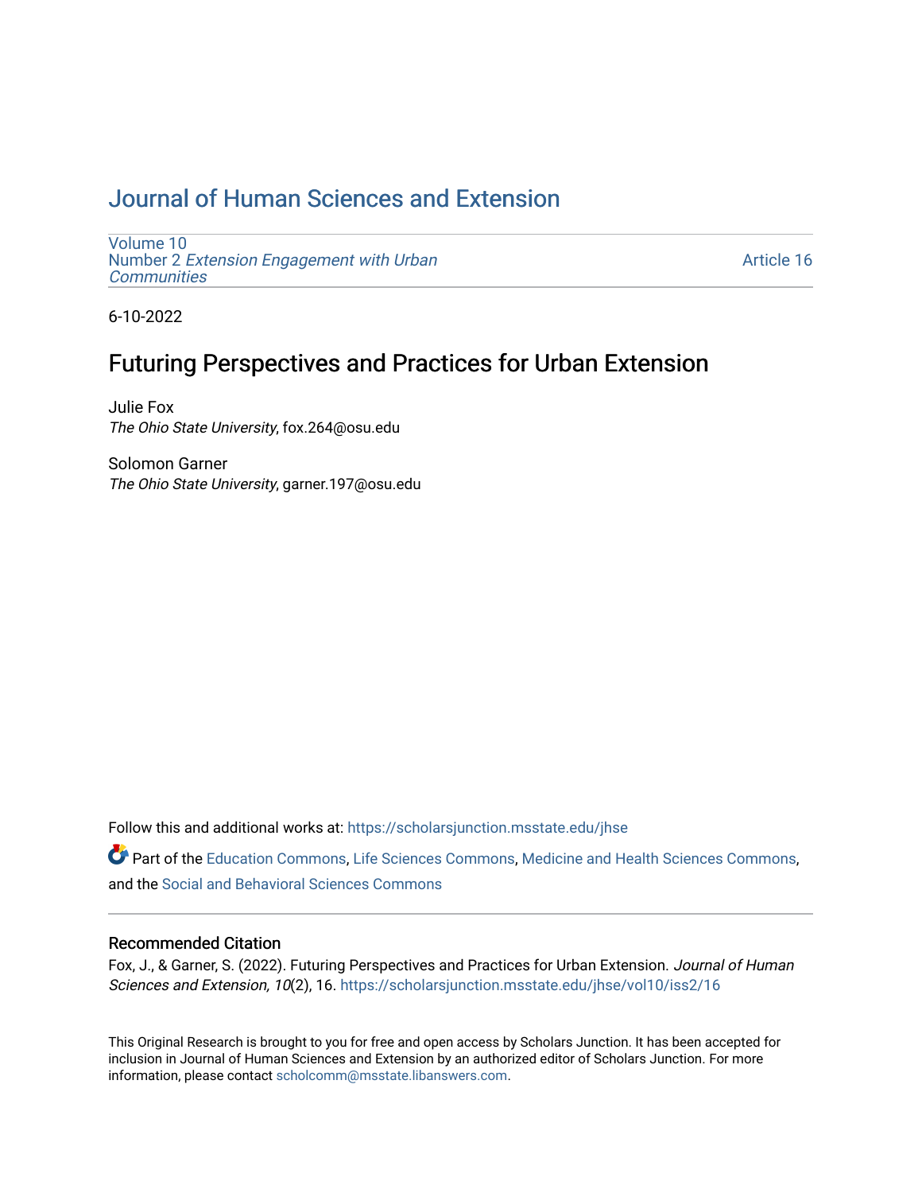# Journal of Human Sciences and Extension

Volume 10
Number 2 *Extension Engagement with Urban Communities*

Article 16

6-10-2022

## Futuring Perspectives and Practices for Urban Extension

Julie Fox
*The Ohio State University*, fox.264@osu.edu

Solomon Garner
*The Ohio State University*, garner.197@osu.edu

Follow this and additional works at: https://scholarsjunction.msstate.edu/jhse

Part of the Education Commons, Life Sciences Commons, Medicine and Health Sciences Commons, and the Social and Behavioral Sciences Commons

### Recommended Citation

Fox, J., & Garner, S. (2022). Futuring Perspectives and Practices for Urban Extension. *Journal of Human Sciences and Extension, 10*(2), 16. https://scholarsjunction.msstate.edu/jhse/vol10/iss2/16

This Original Research is brought to you for free and open access by Scholars Junction. It has been accepted for inclusion in Journal of Human Sciences and Extension by an authorized editor of Scholars Junction. For more information, please contact scholcomm@msstate.libanswers.com.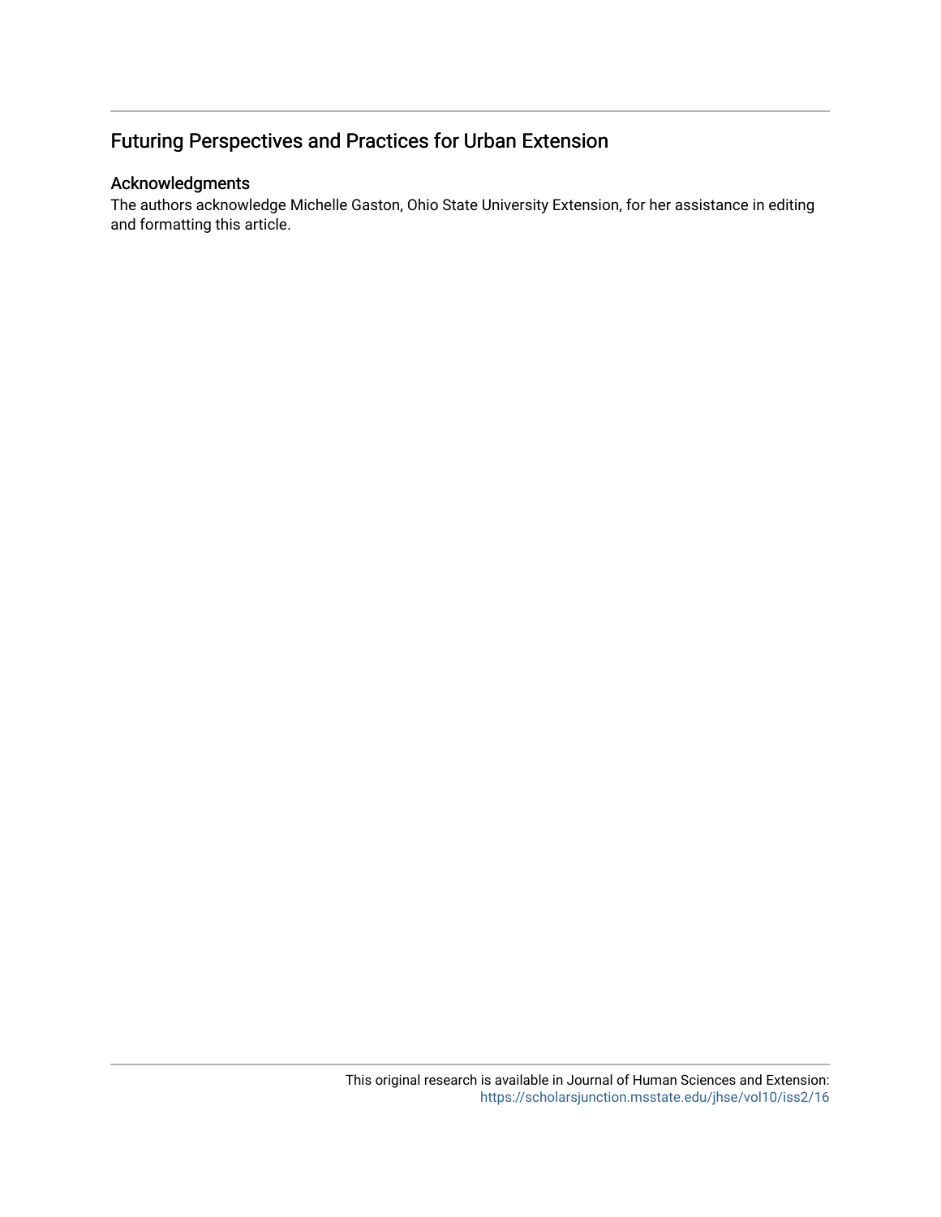## Futuring Perspectives and Practices for Urban Extension

### Acknowledgments

The authors acknowledge Michelle Gaston, Ohio State University Extension, for her assistance in editing and formatting this article.

This original research is available in Journal of Human Sciences and Extension: https://scholarsjunction.msstate.edu/jhse/vol10/iss2/16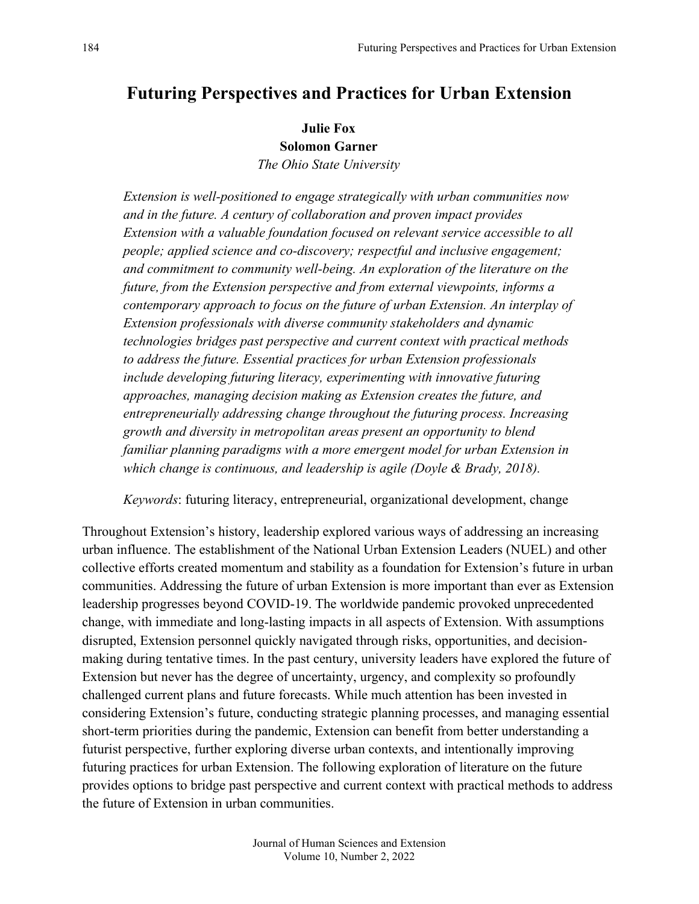# Futuring Perspectives and Practices for Urban Extension

**Julie Fox**
**Solomon Garner**
*The Ohio State University*

*Extension is well-positioned to engage strategically with urban communities now and in the future. A century of collaboration and proven impact provides Extension with a valuable foundation focused on relevant service accessible to all people; applied science and co-discovery; respectful and inclusive engagement; and commitment to community well-being. An exploration of the literature on the future, from the Extension perspective and from external viewpoints, informs a contemporary approach to focus on the future of urban Extension. An interplay of Extension professionals with diverse community stakeholders and dynamic technologies bridges past perspective and current context with practical methods to address the future. Essential practices for urban Extension professionals include developing futuring literacy, experimenting with innovative futuring approaches, managing decision making as Extension creates the future, and entrepreneurially addressing change throughout the futuring process. Increasing growth and diversity in metropolitan areas present an opportunity to blend familiar planning paradigms with a more emergent model for urban Extension in which change is continuous, and leadership is agile (Doyle & Brady, 2018).*

*Keywords*: futuring literacy, entrepreneurial, organizational development, change

Throughout Extension's history, leadership explored various ways of addressing an increasing urban influence. The establishment of the National Urban Extension Leaders (NUEL) and other collective efforts created momentum and stability as a foundation for Extension's future in urban communities. Addressing the future of urban Extension is more important than ever as Extension leadership progresses beyond COVID-19. The worldwide pandemic provoked unprecedented change, with immediate and long-lasting impacts in all aspects of Extension. With assumptions disrupted, Extension personnel quickly navigated through risks, opportunities, and decision-making during tentative times. In the past century, university leaders have explored the future of Extension but never has the degree of uncertainty, urgency, and complexity so profoundly challenged current plans and future forecasts. While much attention has been invested in considering Extension's future, conducting strategic planning processes, and managing essential short-term priorities during the pandemic, Extension can benefit from better understanding a futurist perspective, further exploring diverse urban contexts, and intentionally improving futuring practices for urban Extension. The following exploration of literature on the future provides options to bridge past perspective and current context with practical methods to address the future of Extension in urban communities.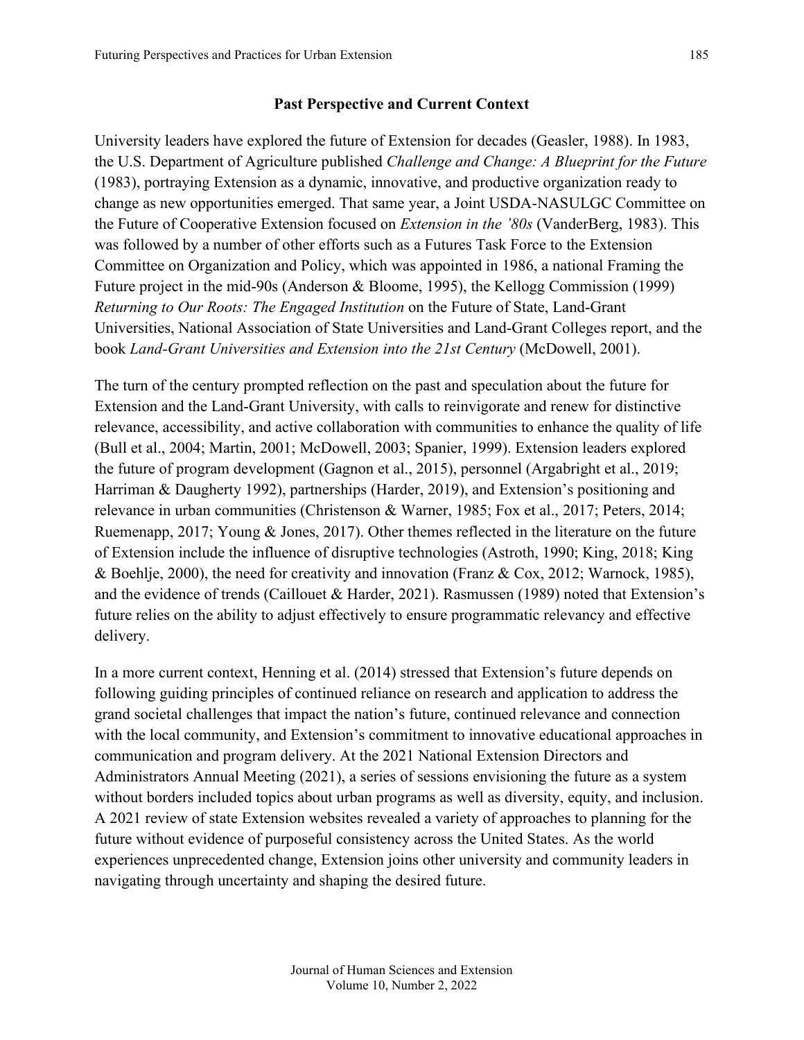## Past Perspective and Current Context

University leaders have explored the future of Extension for decades (Geasler, 1988). In 1983, the U.S. Department of Agriculture published *Challenge and Change: A Blueprint for the Future* (1983), portraying Extension as a dynamic, innovative, and productive organization ready to change as new opportunities emerged. That same year, a Joint USDA-NASULGC Committee on the Future of Cooperative Extension focused on *Extension in the '80s* (VanderBerg, 1983). This was followed by a number of other efforts such as a Futures Task Force to the Extension Committee on Organization and Policy, which was appointed in 1986, a national Framing the Future project in the mid-90s (Anderson & Bloome, 1995), the Kellogg Commission (1999) *Returning to Our Roots: The Engaged Institution* on the Future of State, Land-Grant Universities, National Association of State Universities and Land-Grant Colleges report, and the book *Land-Grant Universities and Extension into the 21st Century* (McDowell, 2001).

The turn of the century prompted reflection on the past and speculation about the future for Extension and the Land-Grant University, with calls to reinvigorate and renew for distinctive relevance, accessibility, and active collaboration with communities to enhance the quality of life (Bull et al., 2004; Martin, 2001; McDowell, 2003; Spanier, 1999). Extension leaders explored the future of program development (Gagnon et al., 2015), personnel (Argabright et al., 2019; Harriman & Daugherty 1992), partnerships (Harder, 2019), and Extension's positioning and relevance in urban communities (Christenson & Warner, 1985; Fox et al., 2017; Peters, 2014; Ruemenapp, 2017; Young & Jones, 2017). Other themes reflected in the literature on the future of Extension include the influence of disruptive technologies (Astroth, 1990; King, 2018; King & Boehlje, 2000), the need for creativity and innovation (Franz & Cox, 2012; Warnock, 1985), and the evidence of trends (Caillouet & Harder, 2021). Rasmussen (1989) noted that Extension's future relies on the ability to adjust effectively to ensure programmatic relevancy and effective delivery.

In a more current context, Henning et al. (2014) stressed that Extension's future depends on following guiding principles of continued reliance on research and application to address the grand societal challenges that impact the nation's future, continued relevance and connection with the local community, and Extension's commitment to innovative educational approaches in communication and program delivery. At the 2021 National Extension Directors and Administrators Annual Meeting (2021), a series of sessions envisioning the future as a system without borders included topics about urban programs as well as diversity, equity, and inclusion. A 2021 review of state Extension websites revealed a variety of approaches to planning for the future without evidence of purposeful consistency across the United States. As the world experiences unprecedented change, Extension joins other university and community leaders in navigating through uncertainty and shaping the desired future.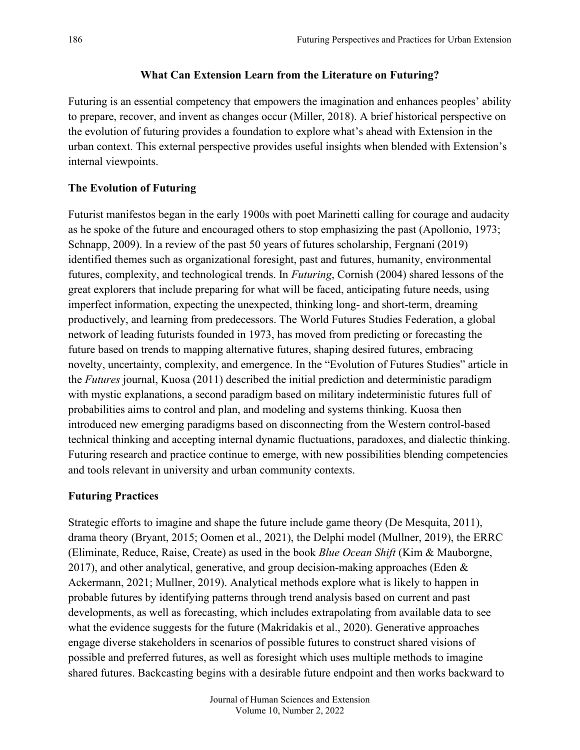## What Can Extension Learn from the Literature on Futuring?

Futuring is an essential competency that empowers the imagination and enhances peoples' ability to prepare, recover, and invent as changes occur (Miller, 2018). A brief historical perspective on the evolution of futuring provides a foundation to explore what's ahead with Extension in the urban context. This external perspective provides useful insights when blended with Extension's internal viewpoints.

### The Evolution of Futuring

Futurist manifestos began in the early 1900s with poet Marinetti calling for courage and audacity as he spoke of the future and encouraged others to stop emphasizing the past (Apollonio, 1973; Schnapp, 2009). In a review of the past 50 years of futures scholarship, Fergnani (2019) identified themes such as organizational foresight, past and futures, humanity, environmental futures, complexity, and technological trends. In *Futuring*, Cornish (2004) shared lessons of the great explorers that include preparing for what will be faced, anticipating future needs, using imperfect information, expecting the unexpected, thinking long- and short-term, dreaming productively, and learning from predecessors. The World Futures Studies Federation, a global network of leading futurists founded in 1973, has moved from predicting or forecasting the future based on trends to mapping alternative futures, shaping desired futures, embracing novelty, uncertainty, complexity, and emergence. In the "Evolution of Futures Studies" article in the *Futures* journal, Kuosa (2011) described the initial prediction and deterministic paradigm with mystic explanations, a second paradigm based on military indeterministic futures full of probabilities aims to control and plan, and modeling and systems thinking. Kuosa then introduced new emerging paradigms based on disconnecting from the Western control-based technical thinking and accepting internal dynamic fluctuations, paradoxes, and dialectic thinking. Futuring research and practice continue to emerge, with new possibilities blending competencies and tools relevant in university and urban community contexts.

### Futuring Practices

Strategic efforts to imagine and shape the future include game theory (De Mesquita, 2011), drama theory (Bryant, 2015; Oomen et al., 2021), the Delphi model (Mullner, 2019), the ERRC (Eliminate, Reduce, Raise, Create) as used in the book *Blue Ocean Shift* (Kim & Mauborgne, 2017), and other analytical, generative, and group decision-making approaches (Eden & Ackermann, 2021; Mullner, 2019). Analytical methods explore what is likely to happen in probable futures by identifying patterns through trend analysis based on current and past developments, as well as forecasting, which includes extrapolating from available data to see what the evidence suggests for the future (Makridakis et al., 2020). Generative approaches engage diverse stakeholders in scenarios of possible futures to construct shared visions of possible and preferred futures, as well as foresight which uses multiple methods to imagine shared futures. Backcasting begins with a desirable future endpoint and then works backward to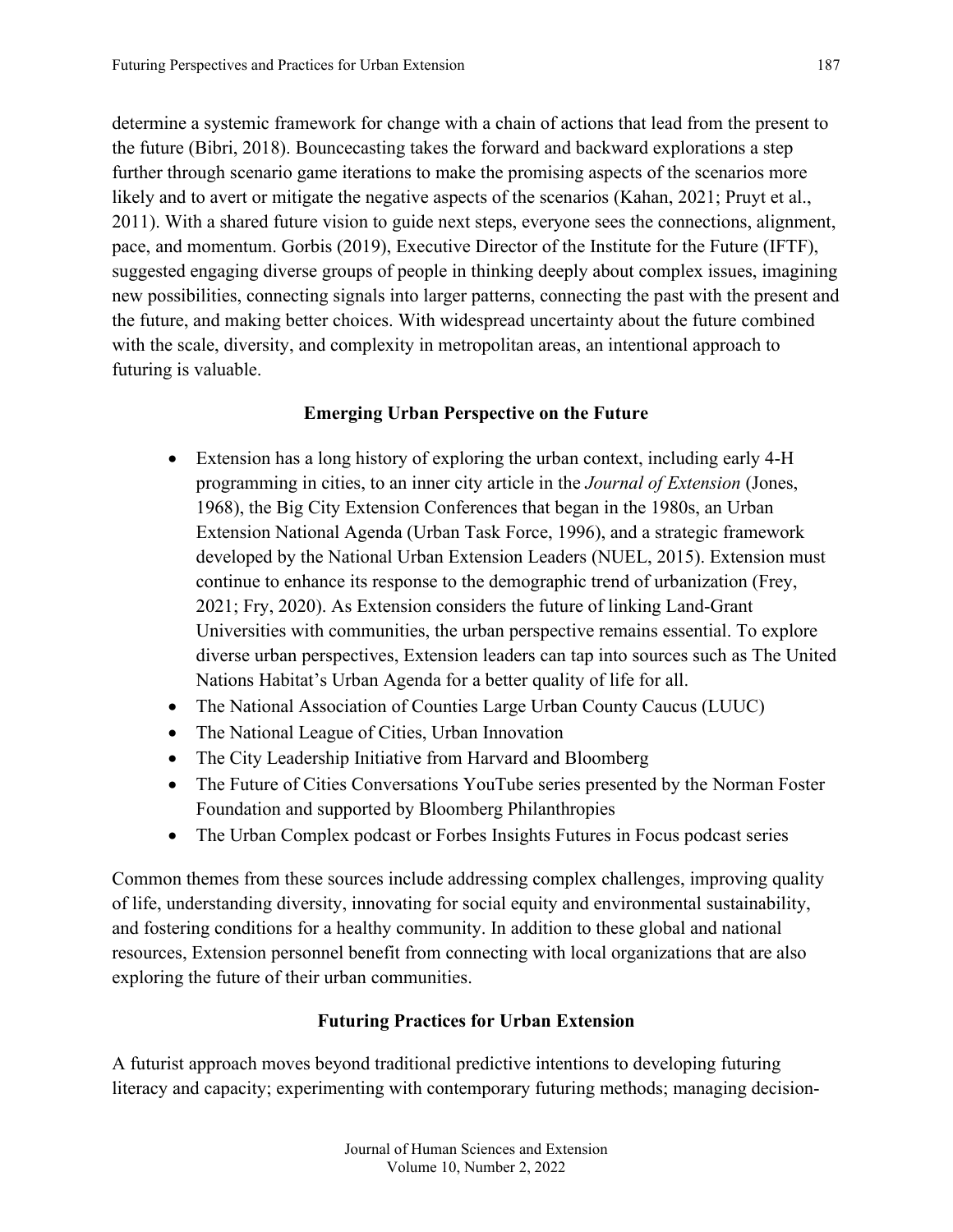determine a systemic framework for change with a chain of actions that lead from the present to the future (Bibri, 2018). Bouncecasting takes the forward and backward explorations a step further through scenario game iterations to make the promising aspects of the scenarios more likely and to avert or mitigate the negative aspects of the scenarios (Kahan, 2021; Pruyt et al., 2011). With a shared future vision to guide next steps, everyone sees the connections, alignment, pace, and momentum. Gorbis (2019), Executive Director of the Institute for the Future (IFTF), suggested engaging diverse groups of people in thinking deeply about complex issues, imagining new possibilities, connecting signals into larger patterns, connecting the past with the present and the future, and making better choices. With widespread uncertainty about the future combined with the scale, diversity, and complexity in metropolitan areas, an intentional approach to futuring is valuable.

## Emerging Urban Perspective on the Future

- Extension has a long history of exploring the urban context, including early 4-H programming in cities, to an inner city article in the *Journal of Extension* (Jones, 1968), the Big City Extension Conferences that began in the 1980s, an Urban Extension National Agenda (Urban Task Force, 1996), and a strategic framework developed by the National Urban Extension Leaders (NUEL, 2015). Extension must continue to enhance its response to the demographic trend of urbanization (Frey, 2021; Fry, 2020). As Extension considers the future of linking Land-Grant Universities with communities, the urban perspective remains essential. To explore diverse urban perspectives, Extension leaders can tap into sources such as The United Nations Habitat's Urban Agenda for a better quality of life for all.
- The National Association of Counties Large Urban County Caucus (LUUC)
- The National League of Cities, Urban Innovation
- The City Leadership Initiative from Harvard and Bloomberg
- The Future of Cities Conversations YouTube series presented by the Norman Foster Foundation and supported by Bloomberg Philanthropies
- The Urban Complex podcast or Forbes Insights Futures in Focus podcast series

Common themes from these sources include addressing complex challenges, improving quality of life, understanding diversity, innovating for social equity and environmental sustainability, and fostering conditions for a healthy community. In addition to these global and national resources, Extension personnel benefit from connecting with local organizations that are also exploring the future of their urban communities.

## Futuring Practices for Urban Extension

A futurist approach moves beyond traditional predictive intentions to developing futuring literacy and capacity; experimenting with contemporary futuring methods; managing decision-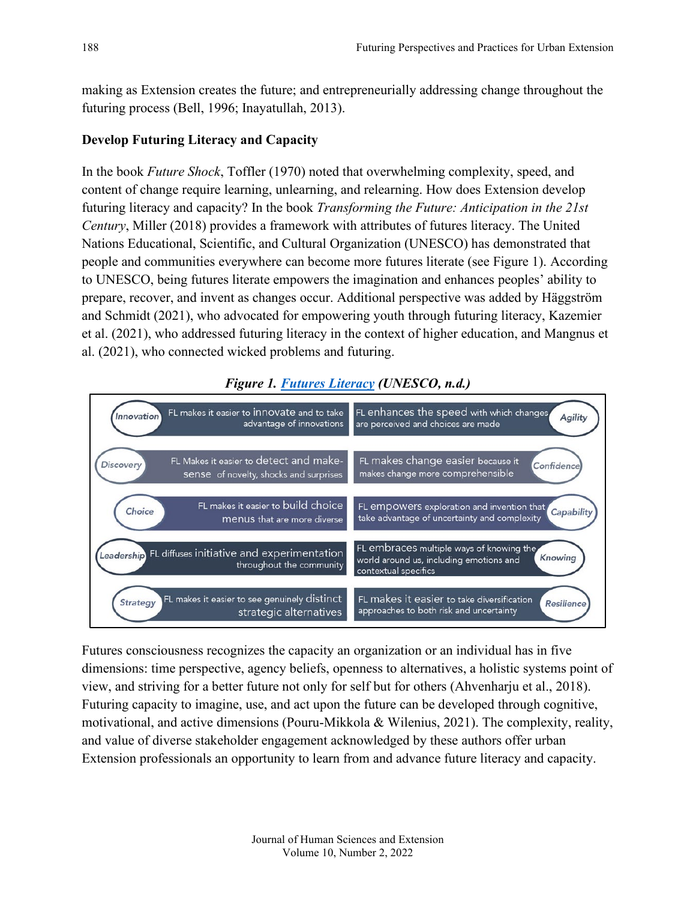making as Extension creates the future; and entrepreneurially addressing change throughout the futuring process (Bell, 1996; Inayatullah, 2013).

### Develop Futuring Literacy and Capacity

In the book *Future Shock*, Toffler (1970) noted that overwhelming complexity, speed, and content of change require learning, unlearning, and relearning. How does Extension develop futuring literacy and capacity? In the book *Transforming the Future: Anticipation in the 21st Century*, Miller (2018) provides a framework with attributes of futures literacy. The United Nations Educational, Scientific, and Cultural Organization (UNESCO) has demonstrated that people and communities everywhere can become more futures literate (see Figure 1). According to UNESCO, being futures literate empowers the imagination and enhances peoples' ability to prepare, recover, and invent as changes occur. Additional perspective was added by Häggström and Schmidt (2021), who advocated for empowering youth through futuring literacy, Kazemier et al. (2021), who addressed futuring literacy in the context of higher education, and Mangnus et al. (2021), who connected wicked problems and futuring.

***Figure 1. Futures Literacy (UNESCO, n.d.)***

| | | | |
|---|---|---|---|
| Innovation | FL makes it easier to innovate and to take advantage of innovations | FL enhances the speed with which changes are perceived and choices are made | Agility |
| Discovery | FL Makes it easier to detect and make-sense of novelty, shocks and surprises | FL makes change easier because it makes change more comprehensible | Confidence |
| Choice | FL makes it easier to build choice menus that are more diverse | FL empowers exploration and invention that take advantage of uncertainty and complexity | Capability |
| Leadership | FL diffuses initiative and experimentation throughout the community | FL embraces multiple ways of knowing the world around us, including emotions and contextual specifics | Knowing |
| Strategy | FL makes it easier to see genuinely distinct strategic alternatives | FL makes it easier to take diversification approaches to both risk and uncertainty | Resilience |

Futures consciousness recognizes the capacity an organization or an individual has in five dimensions: time perspective, agency beliefs, openness to alternatives, a holistic systems point of view, and striving for a better future not only for self but for others (Ahvenharju et al., 2018). Futuring capacity to imagine, use, and act upon the future can be developed through cognitive, motivational, and active dimensions (Pouru-Mikkola & Wilenius, 2021). The complexity, reality, and value of diverse stakeholder engagement acknowledged by these authors offer urban Extension professionals an opportunity to learn from and advance future literacy and capacity.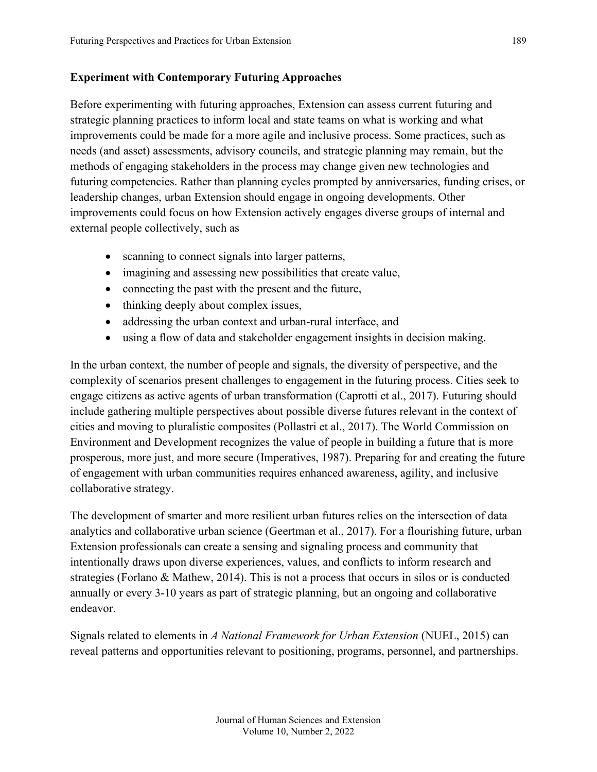### Experiment with Contemporary Futuring Approaches

Before experimenting with futuring approaches, Extension can assess current futuring and strategic planning practices to inform local and state teams on what is working and what improvements could be made for a more agile and inclusive process. Some practices, such as needs (and asset) assessments, advisory councils, and strategic planning may remain, but the methods of engaging stakeholders in the process may change given new technologies and futuring competencies. Rather than planning cycles prompted by anniversaries, funding crises, or leadership changes, urban Extension should engage in ongoing developments. Other improvements could focus on how Extension actively engages diverse groups of internal and external people collectively, such as

- scanning to connect signals into larger patterns,
- imagining and assessing new possibilities that create value,
- connecting the past with the present and the future,
- thinking deeply about complex issues,
- addressing the urban context and urban-rural interface, and
- using a flow of data and stakeholder engagement insights in decision making.

In the urban context, the number of people and signals, the diversity of perspective, and the complexity of scenarios present challenges to engagement in the futuring process. Cities seek to engage citizens as active agents of urban transformation (Caprotti et al., 2017). Futuring should include gathering multiple perspectives about possible diverse futures relevant in the context of cities and moving to pluralistic composites (Pollastri et al., 2017). The World Commission on Environment and Development recognizes the value of people in building a future that is more prosperous, more just, and more secure (Imperatives, 1987). Preparing for and creating the future of engagement with urban communities requires enhanced awareness, agility, and inclusive collaborative strategy.

The development of smarter and more resilient urban futures relies on the intersection of data analytics and collaborative urban science (Geertman et al., 2017). For a flourishing future, urban Extension professionals can create a sensing and signaling process and community that intentionally draws upon diverse experiences, values, and conflicts to inform research and strategies (Forlano & Mathew, 2014). This is not a process that occurs in silos or is conducted annually or every 3-10 years as part of strategic planning, but an ongoing and collaborative endeavor.

Signals related to elements in *A National Framework for Urban Extension* (NUEL, 2015) can reveal patterns and opportunities relevant to positioning, programs, personnel, and partnerships.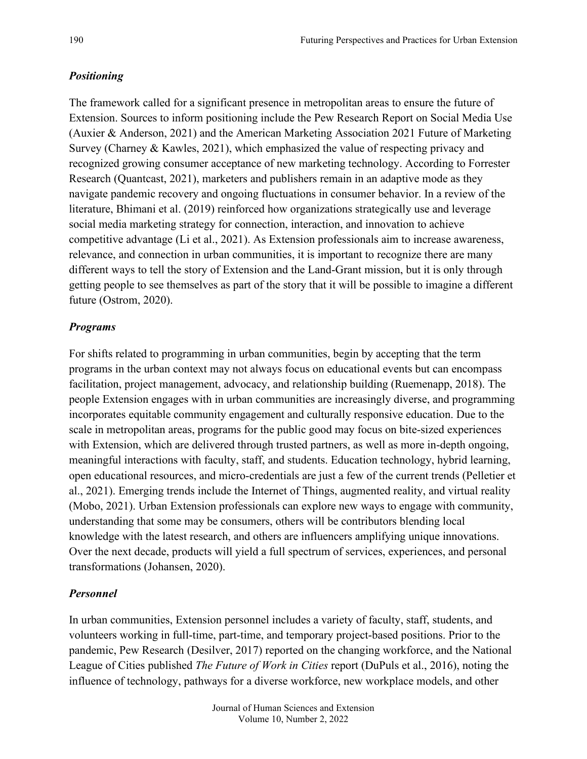### *Positioning*

The framework called for a significant presence in metropolitan areas to ensure the future of Extension. Sources to inform positioning include the Pew Research Report on Social Media Use (Auxier & Anderson, 2021) and the American Marketing Association 2021 Future of Marketing Survey (Charney & Kawles, 2021), which emphasized the value of respecting privacy and recognized growing consumer acceptance of new marketing technology. According to Forrester Research (Quantcast, 2021), marketers and publishers remain in an adaptive mode as they navigate pandemic recovery and ongoing fluctuations in consumer behavior. In a review of the literature, Bhimani et al. (2019) reinforced how organizations strategically use and leverage social media marketing strategy for connection, interaction, and innovation to achieve competitive advantage (Li et al., 2021). As Extension professionals aim to increase awareness, relevance, and connection in urban communities, it is important to recognize there are many different ways to tell the story of Extension and the Land-Grant mission, but it is only through getting people to see themselves as part of the story that it will be possible to imagine a different future (Ostrom, 2020).

### *Programs*

For shifts related to programming in urban communities, begin by accepting that the term programs in the urban context may not always focus on educational events but can encompass facilitation, project management, advocacy, and relationship building (Ruemenapp, 2018). The people Extension engages with in urban communities are increasingly diverse, and programming incorporates equitable community engagement and culturally responsive education. Due to the scale in metropolitan areas, programs for the public good may focus on bite-sized experiences with Extension, which are delivered through trusted partners, as well as more in-depth ongoing, meaningful interactions with faculty, staff, and students. Education technology, hybrid learning, open educational resources, and micro-credentials are just a few of the current trends (Pelletier et al., 2021). Emerging trends include the Internet of Things, augmented reality, and virtual reality (Mobo, 2021). Urban Extension professionals can explore new ways to engage with community, understanding that some may be consumers, others will be contributors blending local knowledge with the latest research, and others are influencers amplifying unique innovations. Over the next decade, products will yield a full spectrum of services, experiences, and personal transformations (Johansen, 2020).

### *Personnel*

In urban communities, Extension personnel includes a variety of faculty, staff, students, and volunteers working in full-time, part-time, and temporary project-based positions. Prior to the pandemic, Pew Research (Desilver, 2017) reported on the changing workforce, and the National League of Cities published *The Future of Work in Cities* report (DuPuls et al., 2016), noting the influence of technology, pathways for a diverse workforce, new workplace models, and other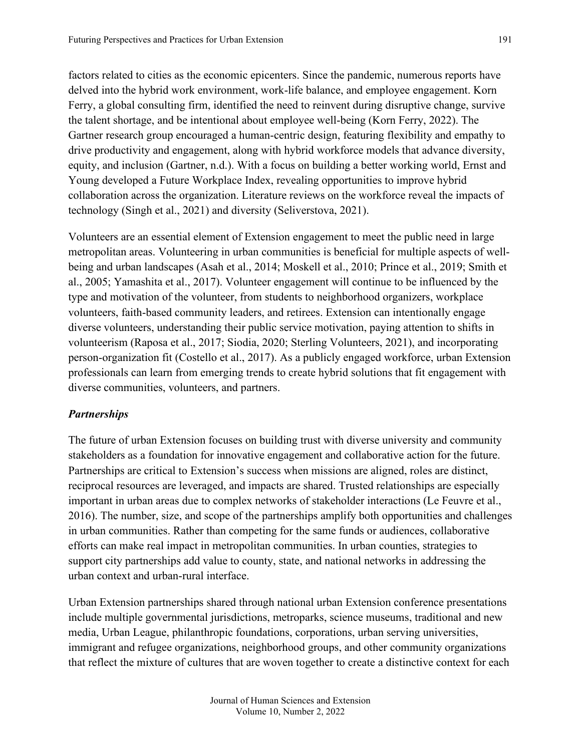factors related to cities as the economic epicenters. Since the pandemic, numerous reports have delved into the hybrid work environment, work-life balance, and employee engagement. Korn Ferry, a global consulting firm, identified the need to reinvent during disruptive change, survive the talent shortage, and be intentional about employee well-being (Korn Ferry, 2022). The Gartner research group encouraged a human-centric design, featuring flexibility and empathy to drive productivity and engagement, along with hybrid workforce models that advance diversity, equity, and inclusion (Gartner, n.d.). With a focus on building a better working world, Ernst and Young developed a Future Workplace Index, revealing opportunities to improve hybrid collaboration across the organization. Literature reviews on the workforce reveal the impacts of technology (Singh et al., 2021) and diversity (Seliverstova, 2021).

Volunteers are an essential element of Extension engagement to meet the public need in large metropolitan areas. Volunteering in urban communities is beneficial for multiple aspects of well-being and urban landscapes (Asah et al., 2014; Moskell et al., 2010; Prince et al., 2019; Smith et al., 2005; Yamashita et al., 2017). Volunteer engagement will continue to be influenced by the type and motivation of the volunteer, from students to neighborhood organizers, workplace volunteers, faith-based community leaders, and retirees. Extension can intentionally engage diverse volunteers, understanding their public service motivation, paying attention to shifts in volunteerism (Raposa et al., 2017; Siodia, 2020; Sterling Volunteers, 2021), and incorporating person-organization fit (Costello et al., 2017). As a publicly engaged workforce, urban Extension professionals can learn from emerging trends to create hybrid solutions that fit engagement with diverse communities, volunteers, and partners.

### *Partnerships*

The future of urban Extension focuses on building trust with diverse university and community stakeholders as a foundation for innovative engagement and collaborative action for the future. Partnerships are critical to Extension's success when missions are aligned, roles are distinct, reciprocal resources are leveraged, and impacts are shared. Trusted relationships are especially important in urban areas due to complex networks of stakeholder interactions (Le Feuvre et al., 2016). The number, size, and scope of the partnerships amplify both opportunities and challenges in urban communities. Rather than competing for the same funds or audiences, collaborative efforts can make real impact in metropolitan communities. In urban counties, strategies to support city partnerships add value to county, state, and national networks in addressing the urban context and urban-rural interface.

Urban Extension partnerships shared through national urban Extension conference presentations include multiple governmental jurisdictions, metroparks, science museums, traditional and new media, Urban League, philanthropic foundations, corporations, urban serving universities, immigrant and refugee organizations, neighborhood groups, and other community organizations that reflect the mixture of cultures that are woven together to create a distinctive context for each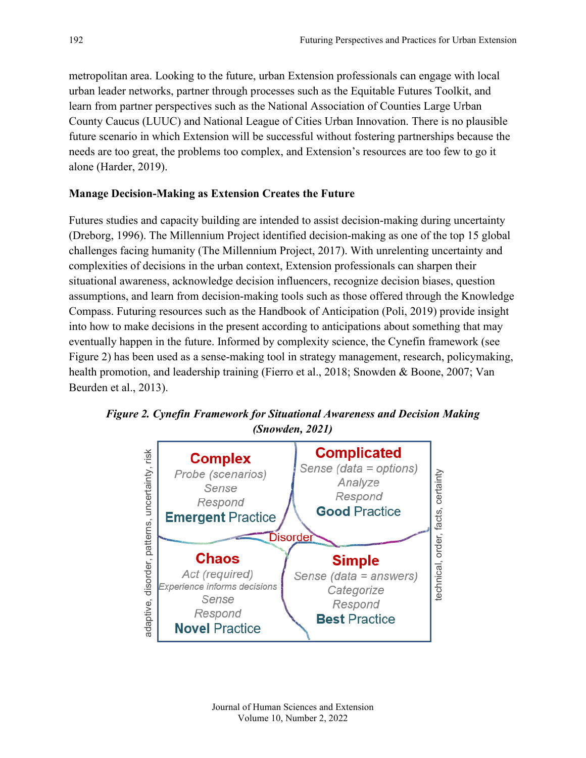metropolitan area. Looking to the future, urban Extension professionals can engage with local urban leader networks, partner through processes such as the Equitable Futures Toolkit, and learn from partner perspectives such as the National Association of Counties Large Urban County Caucus (LUUC) and National League of Cities Urban Innovation. There is no plausible future scenario in which Extension will be successful without fostering partnerships because the needs are too great, the problems too complex, and Extension's resources are too few to go it alone (Harder, 2019).

### Manage Decision-Making as Extension Creates the Future

Futures studies and capacity building are intended to assist decision-making during uncertainty (Dreborg, 1996). The Millennium Project identified decision-making as one of the top 15 global challenges facing humanity (The Millennium Project, 2017). With unrelenting uncertainty and complexities of decisions in the urban context, Extension professionals can sharpen their situational awareness, acknowledge decision influencers, recognize decision biases, question assumptions, and learn from decision-making tools such as those offered through the Knowledge Compass. Futuring resources such as the Handbook of Anticipation (Poli, 2019) provide insight into how to make decisions in the present according to anticipations about something that may eventually happen in the future. Informed by complexity science, the Cynefin framework (see Figure 2) has been used as a sense-making tool in strategy management, research, policymaking, health promotion, and leadership training (Fierro et al., 2018; Snowden & Boone, 2007; Van Beurden et al., 2013).

***Figure 2. Cynefin Framework for Situational Awareness and Decision Making (Snowden, 2021)***

| **Complex** | **Complicated** |
|---|---|
| *Probe (scenarios)* | *Sense (data = options)* |
| *Sense* | *Analyze* |
| *Respond* | *Respond* |
| **Emergent Practice** | **Good Practice** |
| **Chaos** | **Simple** |
| *Act (required)* | *Sense (data = answers)* |
| *Experience informs decisions* | *Categorize* |
| *Sense* | *Respond* |
| *Respond* | **Best Practice** |
| **Novel Practice** | |

Center: Disorder

Left axis: adaptive, disorder, patterns, uncertainty, risk

Right axis: technical, order, facts, certainty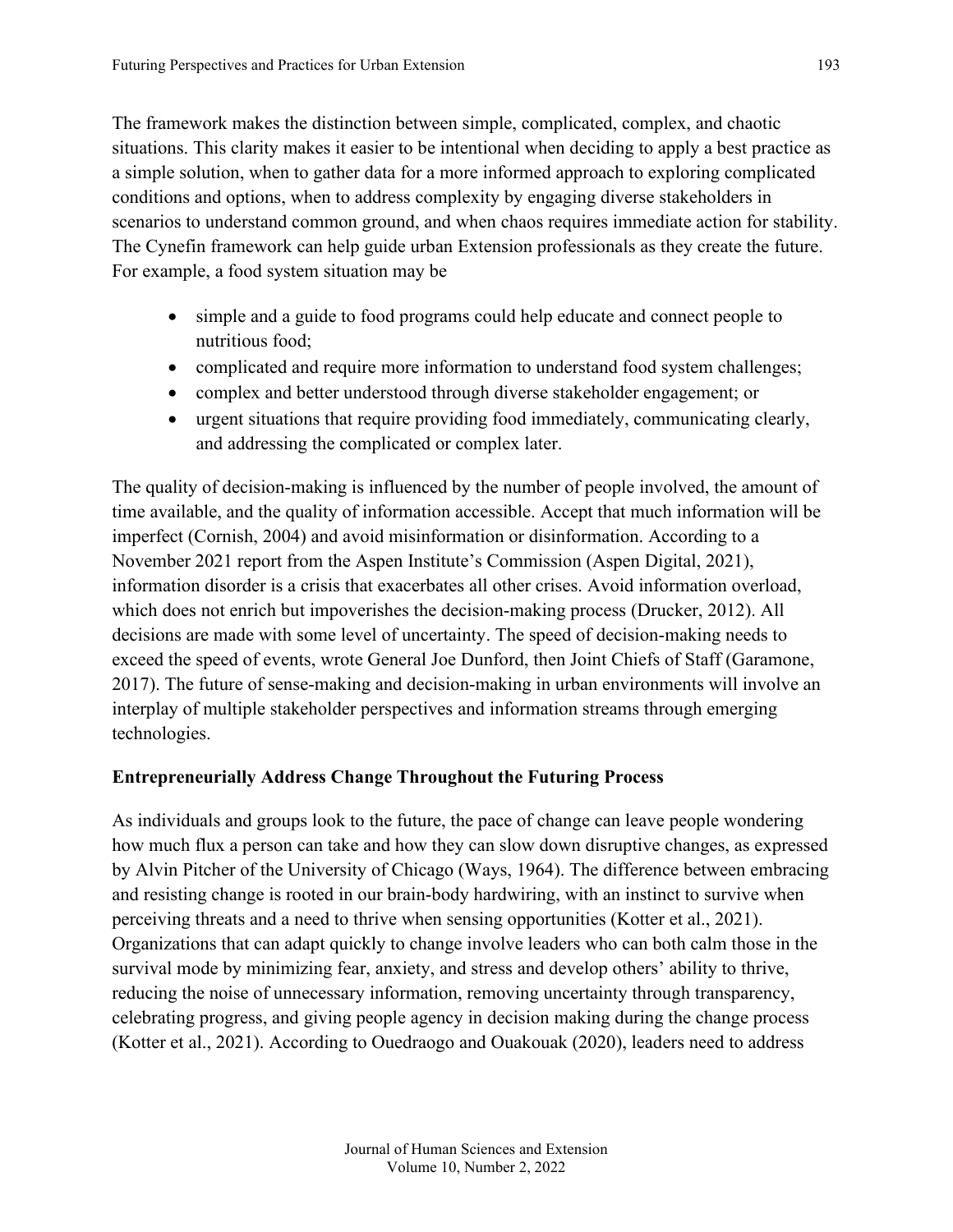The framework makes the distinction between simple, complicated, complex, and chaotic situations. This clarity makes it easier to be intentional when deciding to apply a best practice as a simple solution, when to gather data for a more informed approach to exploring complicated conditions and options, when to address complexity by engaging diverse stakeholders in scenarios to understand common ground, and when chaos requires immediate action for stability. The Cynefin framework can help guide urban Extension professionals as they create the future. For example, a food system situation may be

- simple and a guide to food programs could help educate and connect people to nutritious food;
- complicated and require more information to understand food system challenges;
- complex and better understood through diverse stakeholder engagement; or
- urgent situations that require providing food immediately, communicating clearly, and addressing the complicated or complex later.

The quality of decision-making is influenced by the number of people involved, the amount of time available, and the quality of information accessible. Accept that much information will be imperfect (Cornish, 2004) and avoid misinformation or disinformation. According to a November 2021 report from the Aspen Institute's Commission (Aspen Digital, 2021), information disorder is a crisis that exacerbates all other crises. Avoid information overload, which does not enrich but impoverishes the decision-making process (Drucker, 2012). All decisions are made with some level of uncertainty. The speed of decision-making needs to exceed the speed of events, wrote General Joe Dunford, then Joint Chiefs of Staff (Garamone, 2017). The future of sense-making and decision-making in urban environments will involve an interplay of multiple stakeholder perspectives and information streams through emerging technologies.

### Entrepreneurially Address Change Throughout the Futuring Process

As individuals and groups look to the future, the pace of change can leave people wondering how much flux a person can take and how they can slow down disruptive changes, as expressed by Alvin Pitcher of the University of Chicago (Ways, 1964). The difference between embracing and resisting change is rooted in our brain-body hardwiring, with an instinct to survive when perceiving threats and a need to thrive when sensing opportunities (Kotter et al., 2021). Organizations that can adapt quickly to change involve leaders who can both calm those in the survival mode by minimizing fear, anxiety, and stress and develop others' ability to thrive, reducing the noise of unnecessary information, removing uncertainty through transparency, celebrating progress, and giving people agency in decision making during the change process (Kotter et al., 2021). According to Ouedraogo and Ouakouak (2020), leaders need to address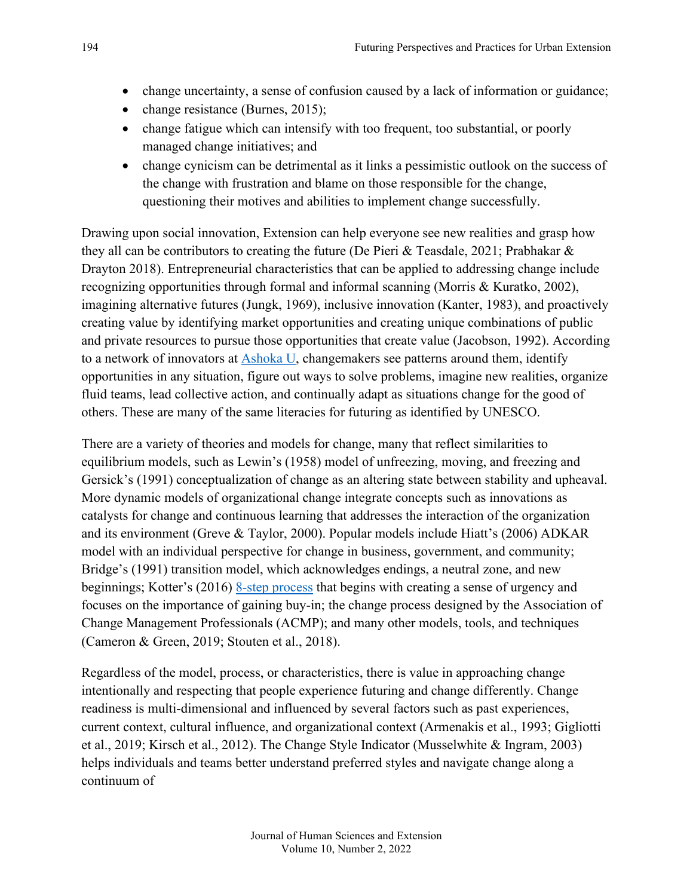- change uncertainty, a sense of confusion caused by a lack of information or guidance;
- change resistance (Burnes, 2015);
- change fatigue which can intensify with too frequent, too substantial, or poorly managed change initiatives; and
- change cynicism can be detrimental as it links a pessimistic outlook on the success of the change with frustration and blame on those responsible for the change, questioning their motives and abilities to implement change successfully.

Drawing upon social innovation, Extension can help everyone see new realities and grasp how they all can be contributors to creating the future (De Pieri & Teasdale, 2021; Prabhakar & Drayton 2018). Entrepreneurial characteristics that can be applied to addressing change include recognizing opportunities through formal and informal scanning (Morris & Kuratko, 2002), imagining alternative futures (Jungk, 1969), inclusive innovation (Kanter, 1983), and proactively creating value by identifying market opportunities and creating unique combinations of public and private resources to pursue those opportunities that create value (Jacobson, 1992). According to a network of innovators at Ashoka U, changemakers see patterns around them, identify opportunities in any situation, figure out ways to solve problems, imagine new realities, organize fluid teams, lead collective action, and continually adapt as situations change for the good of others. These are many of the same literacies for futuring as identified by UNESCO.

There are a variety of theories and models for change, many that reflect similarities to equilibrium models, such as Lewin's (1958) model of unfreezing, moving, and freezing and Gersick's (1991) conceptualization of change as an altering state between stability and upheaval. More dynamic models of organizational change integrate concepts such as innovations as catalysts for change and continuous learning that addresses the interaction of the organization and its environment (Greve & Taylor, 2000). Popular models include Hiatt's (2006) ADKAR model with an individual perspective for change in business, government, and community; Bridge's (1991) transition model, which acknowledges endings, a neutral zone, and new beginnings; Kotter's (2016) 8-step process that begins with creating a sense of urgency and focuses on the importance of gaining buy-in; the change process designed by the Association of Change Management Professionals (ACMP); and many other models, tools, and techniques (Cameron & Green, 2019; Stouten et al., 2018).

Regardless of the model, process, or characteristics, there is value in approaching change intentionally and respecting that people experience futuring and change differently. Change readiness is multi-dimensional and influenced by several factors such as past experiences, current context, cultural influence, and organizational context (Armenakis et al., 1993; Gigliotti et al., 2019; Kirsch et al., 2012). The Change Style Indicator (Musselwhite & Ingram, 2003) helps individuals and teams better understand preferred styles and navigate change along a continuum of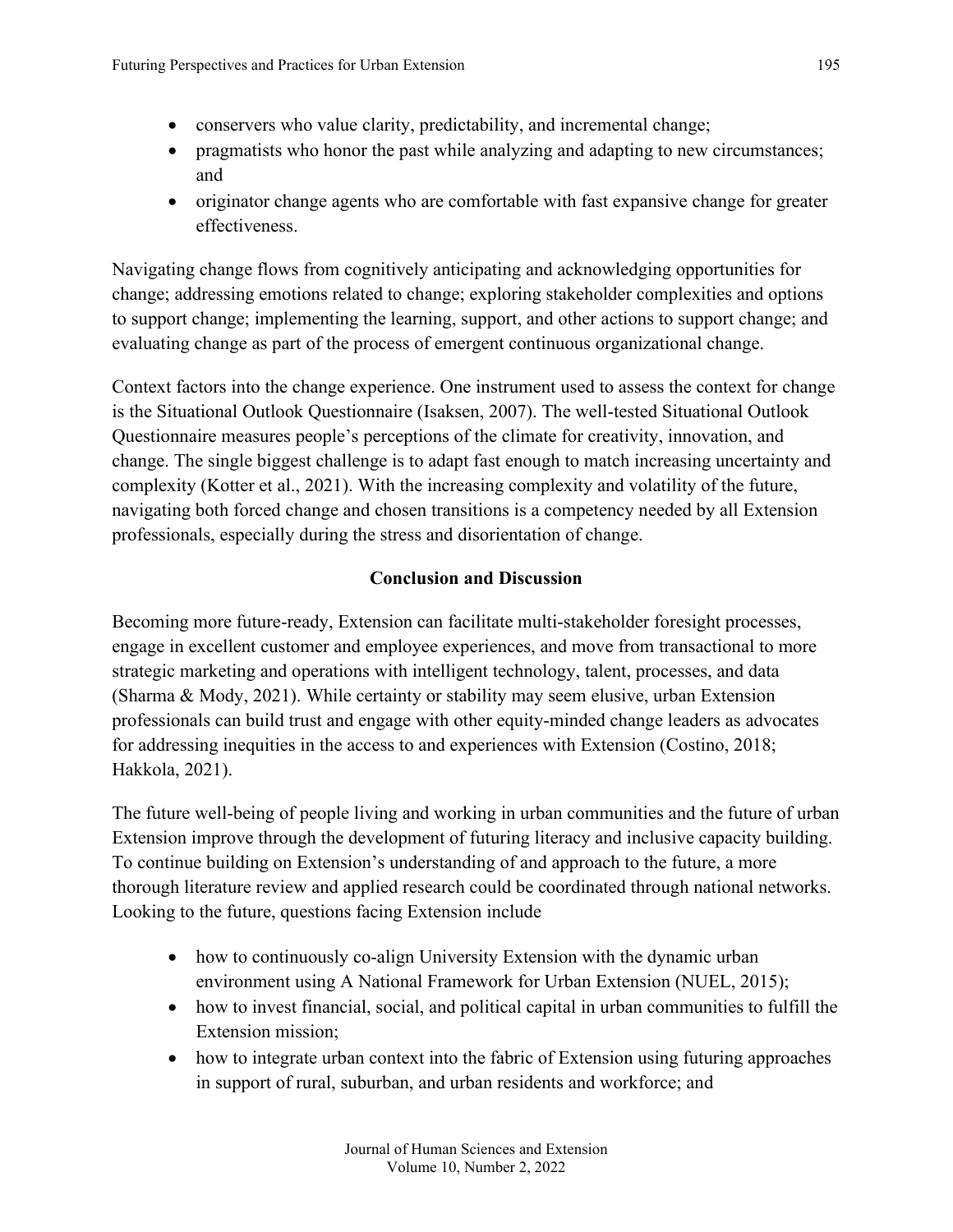- conservers who value clarity, predictability, and incremental change;
- pragmatists who honor the past while analyzing and adapting to new circumstances; and
- originator change agents who are comfortable with fast expansive change for greater effectiveness.

Navigating change flows from cognitively anticipating and acknowledging opportunities for change; addressing emotions related to change; exploring stakeholder complexities and options to support change; implementing the learning, support, and other actions to support change; and evaluating change as part of the process of emergent continuous organizational change.

Context factors into the change experience. One instrument used to assess the context for change is the Situational Outlook Questionnaire (Isaksen, 2007). The well-tested Situational Outlook Questionnaire measures people's perceptions of the climate for creativity, innovation, and change. The single biggest challenge is to adapt fast enough to match increasing uncertainty and complexity (Kotter et al., 2021). With the increasing complexity and volatility of the future, navigating both forced change and chosen transitions is a competency needed by all Extension professionals, especially during the stress and disorientation of change.

## Conclusion and Discussion

Becoming more future-ready, Extension can facilitate multi-stakeholder foresight processes, engage in excellent customer and employee experiences, and move from transactional to more strategic marketing and operations with intelligent technology, talent, processes, and data (Sharma & Mody, 2021). While certainty or stability may seem elusive, urban Extension professionals can build trust and engage with other equity-minded change leaders as advocates for addressing inequities in the access to and experiences with Extension (Costino, 2018; Hakkola, 2021).

The future well-being of people living and working in urban communities and the future of urban Extension improve through the development of futuring literacy and inclusive capacity building. To continue building on Extension's understanding of and approach to the future, a more thorough literature review and applied research could be coordinated through national networks. Looking to the future, questions facing Extension include

- how to continuously co-align University Extension with the dynamic urban environment using A National Framework for Urban Extension (NUEL, 2015);
- how to invest financial, social, and political capital in urban communities to fulfill the Extension mission;
- how to integrate urban context into the fabric of Extension using futuring approaches in support of rural, suburban, and urban residents and workforce; and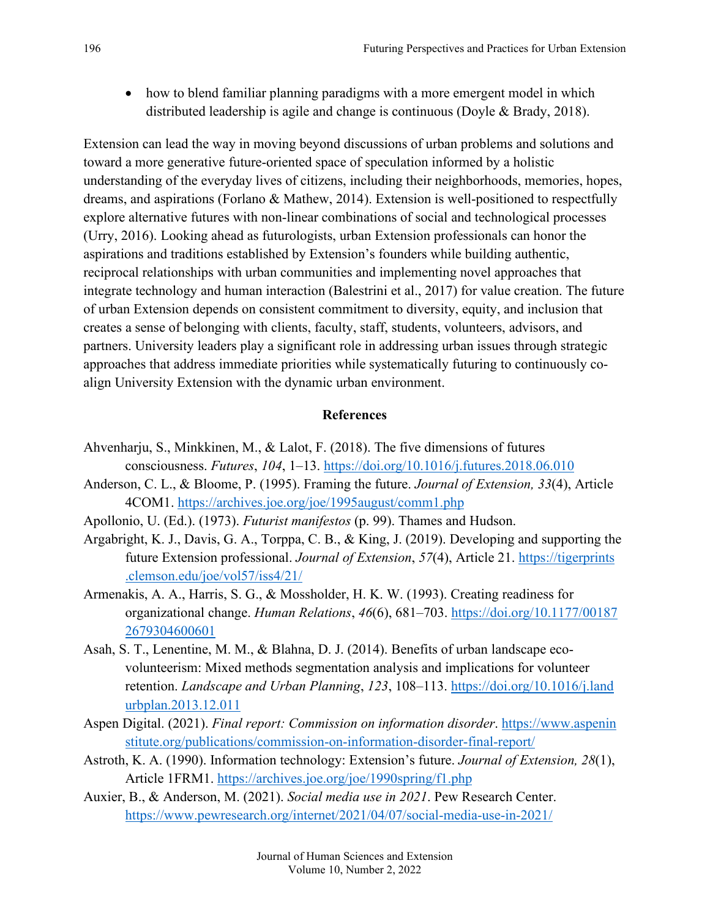- how to blend familiar planning paradigms with a more emergent model in which distributed leadership is agile and change is continuous (Doyle & Brady, 2018).

Extension can lead the way in moving beyond discussions of urban problems and solutions and toward a more generative future-oriented space of speculation informed by a holistic understanding of the everyday lives of citizens, including their neighborhoods, memories, hopes, dreams, and aspirations (Forlano & Mathew, 2014). Extension is well-positioned to respectfully explore alternative futures with non-linear combinations of social and technological processes (Urry, 2016). Looking ahead as futurologists, urban Extension professionals can honor the aspirations and traditions established by Extension's founders while building authentic, reciprocal relationships with urban communities and implementing novel approaches that integrate technology and human interaction (Balestrini et al., 2017) for value creation. The future of urban Extension depends on consistent commitment to diversity, equity, and inclusion that creates a sense of belonging with clients, faculty, staff, students, volunteers, advisors, and partners. University leaders play a significant role in addressing urban issues through strategic approaches that address immediate priorities while systematically futuring to continuously co-align University Extension with the dynamic urban environment.

## References

Ahvenharju, S., Minkkinen, M., & Lalot, F. (2018). The five dimensions of futures consciousness. *Futures*, *104*, 1–13. https://doi.org/10.1016/j.futures.2018.06.010

Anderson, C. L., & Bloome, P. (1995). Framing the future. *Journal of Extension, 33*(4), Article 4COM1. https://archives.joe.org/joe/1995august/comm1.php

Apollonio, U. (Ed.). (1973). *Futurist manifestos* (p. 99). Thames and Hudson.

Argabright, K. J., Davis, G. A., Torppa, C. B., & King, J. (2019). Developing and supporting the future Extension professional. *Journal of Extension*, *57*(4), Article 21. https://tigerprints.clemson.edu/joe/vol57/iss4/21/

Armenakis, A. A., Harris, S. G., & Mossholder, H. K. W. (1993). Creating readiness for organizational change. *Human Relations*, *46*(6), 681–703. https://doi.org/10.1177/001872679304600601

Asah, S. T., Lenentine, M. M., & Blahna, D. J. (2014). Benefits of urban landscape eco-volunteerism: Mixed methods segmentation analysis and implications for volunteer retention. *Landscape and Urban Planning*, *123*, 108–113. https://doi.org/10.1016/j.landurbplan.2013.12.011

Aspen Digital. (2021). *Final report: Commission on information disorder*. https://www.aspeninstitute.org/publications/commission-on-information-disorder-final-report/

Astroth, K. A. (1990). Information technology: Extension's future. *Journal of Extension, 28*(1), Article 1FRM1. https://archives.joe.org/joe/1990spring/f1.php

Auxier, B., & Anderson, M. (2021). *Social media use in 2021*. Pew Research Center. https://www.pewresearch.org/internet/2021/04/07/social-media-use-in-2021/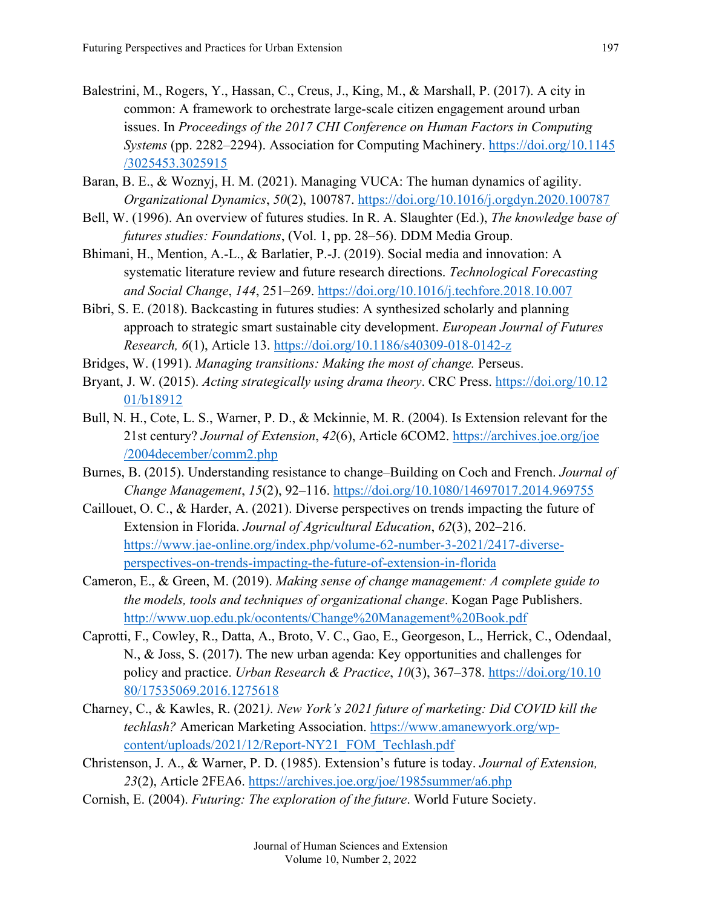Balestrini, M., Rogers, Y., Hassan, C., Creus, J., King, M., & Marshall, P. (2017). A city in common: A framework to orchestrate large-scale citizen engagement around urban issues. In *Proceedings of the 2017 CHI Conference on Human Factors in Computing Systems* (pp. 2282–2294). Association for Computing Machinery. https://doi.org/10.1145/3025453.3025915

Baran, B. E., & Woznyj, H. M. (2021). Managing VUCA: The human dynamics of agility. *Organizational Dynamics*, *50*(2), 100787. https://doi.org/10.1016/j.orgdyn.2020.100787

Bell, W. (1996). An overview of futures studies. In R. A. Slaughter (Ed.), *The knowledge base of futures studies: Foundations*, (Vol. 1, pp. 28–56). DDM Media Group.

Bhimani, H., Mention, A.-L., & Barlatier, P.-J. (2019). Social media and innovation: A systematic literature review and future research directions. *Technological Forecasting and Social Change*, *144*, 251–269. https://doi.org/10.1016/j.techfore.2018.10.007

Bibri, S. E. (2018). Backcasting in futures studies: A synthesized scholarly and planning approach to strategic smart sustainable city development. *European Journal of Futures Research, 6*(1), Article 13. https://doi.org/10.1186/s40309-018-0142-z

Bridges, W. (1991). *Managing transitions: Making the most of change.* Perseus.

Bryant, J. W. (2015). *Acting strategically using drama theory*. CRC Press. https://doi.org/10.1201/b18912

Bull, N. H., Cote, L. S., Warner, P. D., & Mckinnie, M. R. (2004). Is Extension relevant for the 21st century? *Journal of Extension*, *42*(6), Article 6COM2. https://archives.joe.org/joe/2004december/comm2.php

Burnes, B. (2015). Understanding resistance to change–Building on Coch and French. *Journal of Change Management*, *15*(2), 92–116. https://doi.org/10.1080/14697017.2014.969755

Caillouet, O. C., & Harder, A. (2021). Diverse perspectives on trends impacting the future of Extension in Florida. *Journal of Agricultural Education*, *62*(3), 202–216. https://www.jae-online.org/index.php/volume-62-number-3-2021/2417-diverse-perspectives-on-trends-impacting-the-future-of-extension-in-florida

Cameron, E., & Green, M. (2019). *Making sense of change management: A complete guide to the models, tools and techniques of organizational change*. Kogan Page Publishers. http://www.uop.edu.pk/ocontents/Change%20Management%20Book.pdf

Caprotti, F., Cowley, R., Datta, A., Broto, V. C., Gao, E., Georgeson, L., Herrick, C., Odendaal, N., & Joss, S. (2017). The new urban agenda: Key opportunities and challenges for policy and practice. *Urban Research & Practice*, *10*(3), 367–378. https://doi.org/10.1080/17535069.2016.1275618

Charney, C., & Kawles, R. (2021*). New York's 2021 future of marketing: Did COVID kill the techlash?* American Marketing Association. https://www.amanewyork.org/wp-content/uploads/2021/12/Report-NY21_FOM_Techlash.pdf

Christenson, J. A., & Warner, P. D. (1985). Extension's future is today. *Journal of Extension, 23*(2), Article 2FEA6. https://archives.joe.org/joe/1985summer/a6.php

Cornish, E. (2004). *Futuring: The exploration of the future*. World Future Society.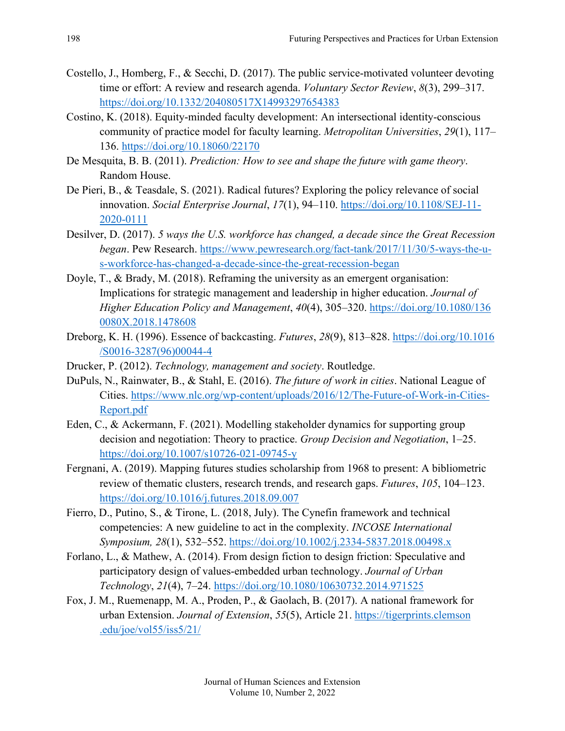Costello, J., Homberg, F., & Secchi, D. (2017). The public service-motivated volunteer devoting time or effort: A review and research agenda. *Voluntary Sector Review*, *8*(3), 299–317. https://doi.org/10.1332/204080517X14993297654383

Costino, K. (2018). Equity-minded faculty development: An intersectional identity-conscious community of practice model for faculty learning. *Metropolitan Universities*, *29*(1), 117–136. https://doi.org/10.18060/22170

De Mesquita, B. B. (2011). *Prediction: How to see and shape the future with game theory*. Random House.

De Pieri, B., & Teasdale, S. (2021). Radical futures? Exploring the policy relevance of social innovation. *Social Enterprise Journal*, *17*(1), 94–110. https://doi.org/10.1108/SEJ-11-2020-0111

Desilver, D. (2017). *5 ways the U.S. workforce has changed, a decade since the Great Recession began*. Pew Research. https://www.pewresearch.org/fact-tank/2017/11/30/5-ways-the-u-s-workforce-has-changed-a-decade-since-the-great-recession-began

Doyle, T., & Brady, M. (2018). Reframing the university as an emergent organisation: Implications for strategic management and leadership in higher education. *Journal of Higher Education Policy and Management*, *40*(4), 305–320. https://doi.org/10.1080/1360080X.2018.1478608

Dreborg, K. H. (1996). Essence of backcasting. *Futures*, *28*(9), 813–828. https://doi.org/10.1016/S0016-3287(96)00044-4

Drucker, P. (2012). *Technology, management and society*. Routledge.

DuPuls, N., Rainwater, B., & Stahl, E. (2016). *The future of work in cities*. National League of Cities. https://www.nlc.org/wp-content/uploads/2016/12/The-Future-of-Work-in-Cities-Report.pdf

Eden, C., & Ackermann, F. (2021). Modelling stakeholder dynamics for supporting group decision and negotiation: Theory to practice. *Group Decision and Negotiation*, 1–25. https://doi.org/10.1007/s10726-021-09745-y

Fergnani, A. (2019). Mapping futures studies scholarship from 1968 to present: A bibliometric review of thematic clusters, research trends, and research gaps. *Futures*, *105*, 104–123. https://doi.org/10.1016/j.futures.2018.09.007

Fierro, D., Putino, S., & Tirone, L. (2018, July). The Cynefin framework and technical competencies: A new guideline to act in the complexity. *INCOSE International Symposium, 28*(1), 532–552. https://doi.org/10.1002/j.2334-5837.2018.00498.x

Forlano, L., & Mathew, A. (2014). From design fiction to design friction: Speculative and participatory design of values-embedded urban technology. *Journal of Urban Technology*, *21*(4), 7–24. https://doi.org/10.1080/10630732.2014.971525

Fox, J. M., Ruemenapp, M. A., Proden, P., & Gaolach, B. (2017). A national framework for urban Extension. *Journal of Extension*, *55*(5), Article 21. https://tigerprints.clemson.edu/joe/vol55/iss5/21/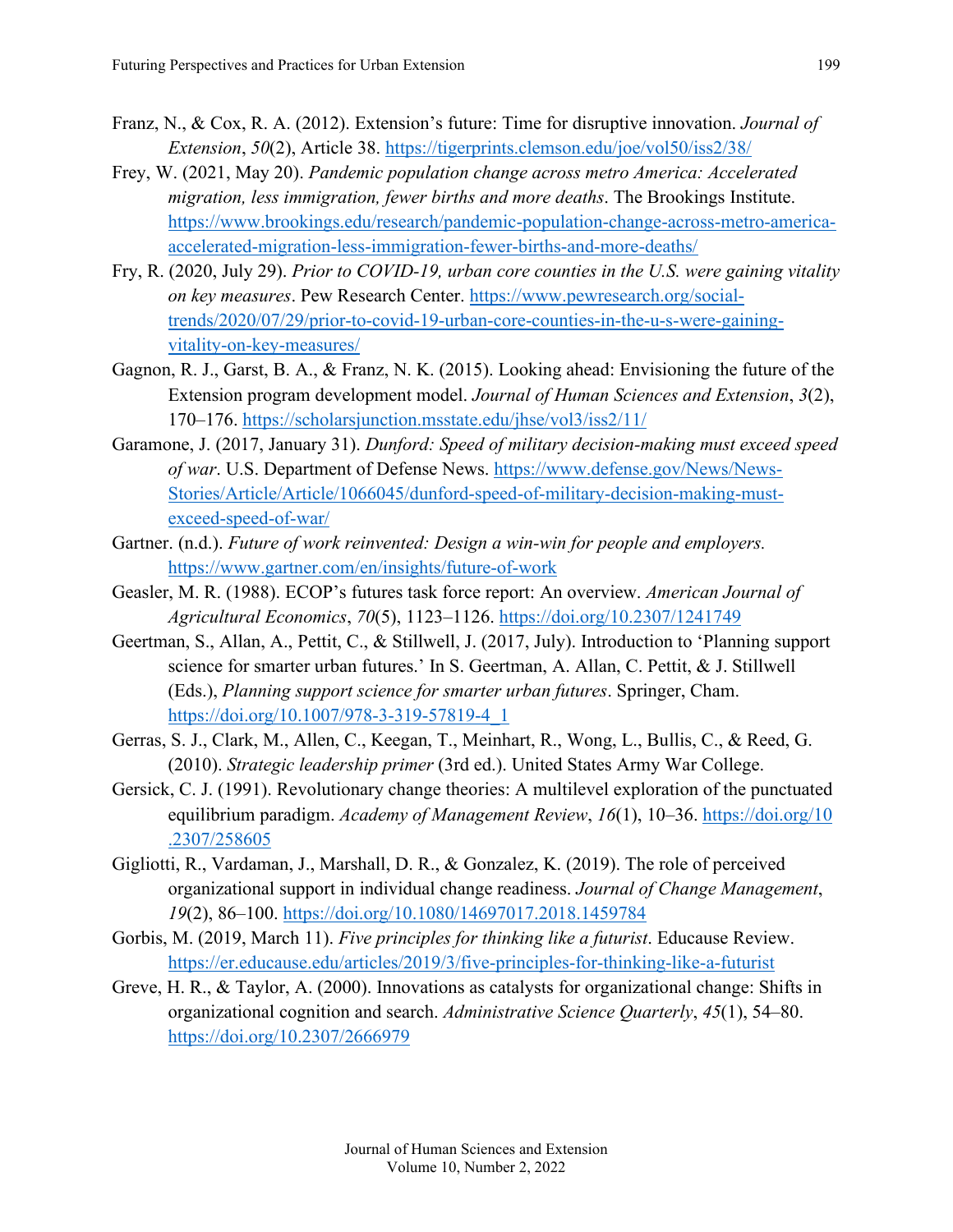Franz, N., & Cox, R. A. (2012). Extension's future: Time for disruptive innovation. *Journal of Extension*, *50*(2), Article 38. https://tigerprints.clemson.edu/joe/vol50/iss2/38/

Frey, W. (2021, May 20). *Pandemic population change across metro America: Accelerated migration, less immigration, fewer births and more deaths*. The Brookings Institute. https://www.brookings.edu/research/pandemic-population-change-across-metro-america-accelerated-migration-less-immigration-fewer-births-and-more-deaths/

Fry, R. (2020, July 29). *Prior to COVID-19, urban core counties in the U.S. were gaining vitality on key measures*. Pew Research Center. https://www.pewresearch.org/social-trends/2020/07/29/prior-to-covid-19-urban-core-counties-in-the-u-s-were-gaining-vitality-on-key-measures/

Gagnon, R. J., Garst, B. A., & Franz, N. K. (2015). Looking ahead: Envisioning the future of the Extension program development model. *Journal of Human Sciences and Extension*, *3*(2), 170–176. https://scholarsjunction.msstate.edu/jhse/vol3/iss2/11/

Garamone, J. (2017, January 31). *Dunford: Speed of military decision-making must exceed speed of war*. U.S. Department of Defense News. https://www.defense.gov/News/News-Stories/Article/Article/1066045/dunford-speed-of-military-decision-making-must-exceed-speed-of-war/

Gartner. (n.d.). *Future of work reinvented: Design a win-win for people and employers.* https://www.gartner.com/en/insights/future-of-work

Geasler, M. R. (1988). ECOP's futures task force report: An overview. *American Journal of Agricultural Economics*, *70*(5), 1123–1126. https://doi.org/10.2307/1241749

Geertman, S., Allan, A., Pettit, C., & Stillwell, J. (2017, July). Introduction to 'Planning support science for smarter urban futures.' In S. Geertman, A. Allan, C. Pettit, & J. Stillwell (Eds.), *Planning support science for smarter urban futures*. Springer, Cham. https://doi.org/10.1007/978-3-319-57819-4_1

Gerras, S. J., Clark, M., Allen, C., Keegan, T., Meinhart, R., Wong, L., Bullis, C., & Reed, G. (2010). *Strategic leadership primer* (3rd ed.). United States Army War College.

Gersick, C. J. (1991). Revolutionary change theories: A multilevel exploration of the punctuated equilibrium paradigm. *Academy of Management Review*, *16*(1), 10–36. https://doi.org/10.2307/258605

Gigliotti, R., Vardaman, J., Marshall, D. R., & Gonzalez, K. (2019). The role of perceived organizational support in individual change readiness. *Journal of Change Management*, *19*(2), 86–100. https://doi.org/10.1080/14697017.2018.1459784

Gorbis, M. (2019, March 11). *Five principles for thinking like a futurist*. Educause Review. https://er.educause.edu/articles/2019/3/five-principles-for-thinking-like-a-futurist

Greve, H. R., & Taylor, A. (2000). Innovations as catalysts for organizational change: Shifts in organizational cognition and search. *Administrative Science Quarterly*, *45*(1), 54–80. https://doi.org/10.2307/2666979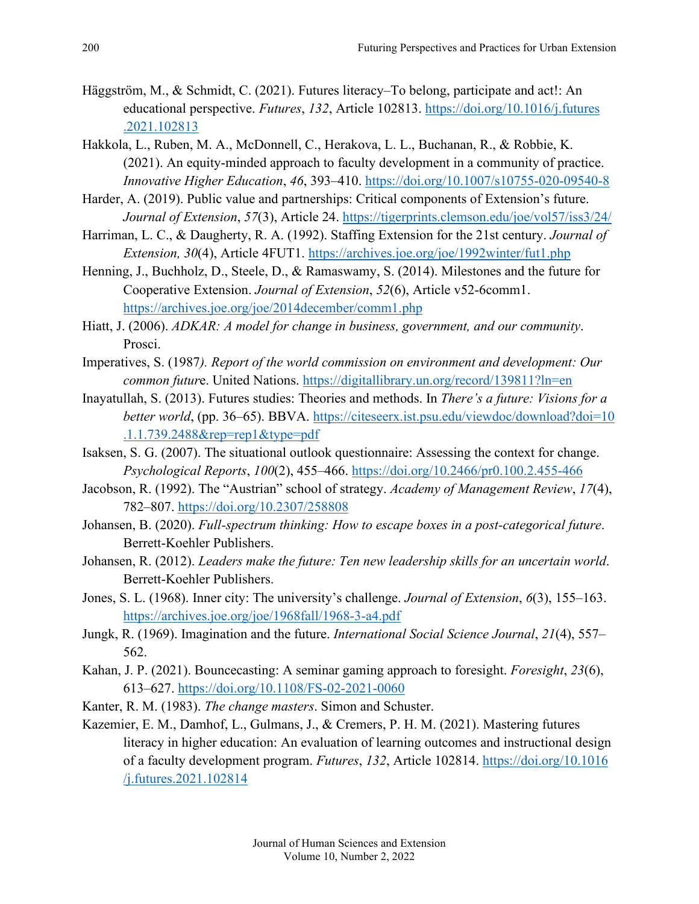Häggström, M., & Schmidt, C. (2021). Futures literacy–To belong, participate and act!: An educational perspective. *Futures*, *132*, Article 102813. https://doi.org/10.1016/j.futures.2021.102813

Hakkola, L., Ruben, M. A., McDonnell, C., Herakova, L. L., Buchanan, R., & Robbie, K. (2021). An equity-minded approach to faculty development in a community of practice. *Innovative Higher Education*, *46*, 393–410. https://doi.org/10.1007/s10755-020-09540-8

Harder, A. (2019). Public value and partnerships: Critical components of Extension's future. *Journal of Extension*, *57*(3), Article 24. https://tigerprints.clemson.edu/joe/vol57/iss3/24/

Harriman, L. C., & Daugherty, R. A. (1992). Staffing Extension for the 21st century. *Journal of Extension, 30*(4), Article 4FUT1. https://archives.joe.org/joe/1992winter/fut1.php

Henning, J., Buchholz, D., Steele, D., & Ramaswamy, S. (2014). Milestones and the future for Cooperative Extension. *Journal of Extension*, *52*(6), Article v52-6comm1. https://archives.joe.org/joe/2014december/comm1.php

Hiatt, J. (2006). *ADKAR: A model for change in business, government, and our community*. Prosci.

Imperatives, S. (1987*). Report of the world commission on environment and development: Our common futur*e. United Nations. https://digitallibrary.un.org/record/139811?ln=en

Inayatullah, S. (2013). Futures studies: Theories and methods. In *There's a future: Visions for a better world*, (pp. 36–65). BBVA. https://citeseerx.ist.psu.edu/viewdoc/download?doi=10.1.1.739.2488&rep=rep1&type=pdf

Isaksen, S. G. (2007). The situational outlook questionnaire: Assessing the context for change. *Psychological Reports*, *100*(2), 455–466. https://doi.org/10.2466/pr0.100.2.455-466

Jacobson, R. (1992). The "Austrian" school of strategy. *Academy of Management Review*, *17*(4), 782–807. https://doi.org/10.2307/258808

Johansen, B. (2020). *Full-spectrum thinking: How to escape boxes in a post-categorical future*. Berrett-Koehler Publishers.

Johansen, R. (2012). *Leaders make the future: Ten new leadership skills for an uncertain world*. Berrett-Koehler Publishers.

Jones, S. L. (1968). Inner city: The university's challenge. *Journal of Extension*, *6*(3), 155–163. https://archives.joe.org/joe/1968fall/1968-3-a4.pdf

Jungk, R. (1969). Imagination and the future. *International Social Science Journal*, *21*(4), 557–562.

Kahan, J. P. (2021). Bouncecasting: A seminar gaming approach to foresight. *Foresight*, *23*(6), 613–627. https://doi.org/10.1108/FS-02-2021-0060

Kanter, R. M. (1983). *The change masters*. Simon and Schuster.

Kazemier, E. M., Damhof, L., Gulmans, J., & Cremers, P. H. M. (2021). Mastering futures literacy in higher education: An evaluation of learning outcomes and instructional design of a faculty development program. *Futures*, *132*, Article 102814. https://doi.org/10.1016/j.futures.2021.102814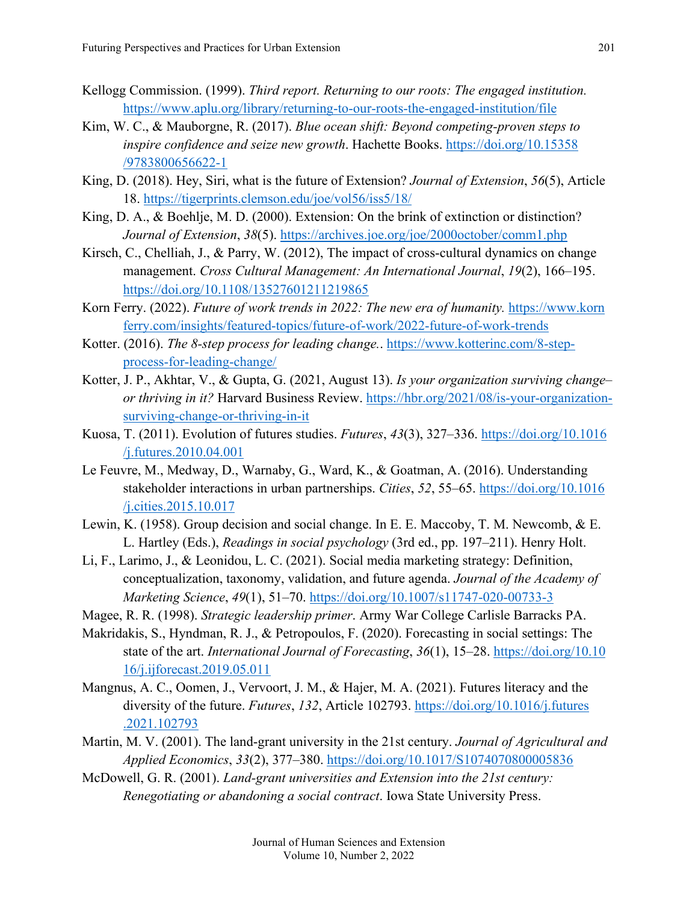Kellogg Commission. (1999). *Third report. Returning to our roots: The engaged institution.* https://www.aplu.org/library/returning-to-our-roots-the-engaged-institution/file

Kim, W. C., & Mauborgne, R. (2017). *Blue ocean shift: Beyond competing-proven steps to inspire confidence and seize new growth*. Hachette Books. https://doi.org/10.15358/9783800656622-1

King, D. (2018). Hey, Siri, what is the future of Extension? *Journal of Extension*, *56*(5), Article 18. https://tigerprints.clemson.edu/joe/vol56/iss5/18/

King, D. A., & Boehlje, M. D. (2000). Extension: On the brink of extinction or distinction? *Journal of Extension*, *38*(5). https://archives.joe.org/joe/2000october/comm1.php

Kirsch, C., Chelliah, J., & Parry, W. (2012), The impact of cross-cultural dynamics on change management. *Cross Cultural Management: An International Journal*, *19*(2), 166–195. https://doi.org/10.1108/13527601211219865

Korn Ferry. (2022). *Future of work trends in 2022: The new era of humanity.* https://www.kornferry.com/insights/featured-topics/future-of-work/2022-future-of-work-trends

Kotter. (2016). *The 8-step process for leading change.*. https://www.kotterinc.com/8-step-process-for-leading-change/

Kotter, J. P., Akhtar, V., & Gupta, G. (2021, August 13). *Is your organization surviving change–or thriving in it?* Harvard Business Review. https://hbr.org/2021/08/is-your-organization-surviving-change-or-thriving-in-it

Kuosa, T. (2011). Evolution of futures studies. *Futures*, *43*(3), 327–336. https://doi.org/10.1016/j.futures.2010.04.001

Le Feuvre, M., Medway, D., Warnaby, G., Ward, K., & Goatman, A. (2016). Understanding stakeholder interactions in urban partnerships. *Cities*, *52*, 55–65. https://doi.org/10.1016/j.cities.2015.10.017

Lewin, K. (1958). Group decision and social change. In E. E. Maccoby, T. M. Newcomb, & E. L. Hartley (Eds.), *Readings in social psychology* (3rd ed., pp. 197–211). Henry Holt.

Li, F., Larimo, J., & Leonidou, L. C. (2021). Social media marketing strategy: Definition, conceptualization, taxonomy, validation, and future agenda. *Journal of the Academy of Marketing Science*, *49*(1), 51–70. https://doi.org/10.1007/s11747-020-00733-3

Magee, R. R. (1998). *Strategic leadership primer*. Army War College Carlisle Barracks PA.

Makridakis, S., Hyndman, R. J., & Petropoulos, F. (2020). Forecasting in social settings: The state of the art. *International Journal of Forecasting*, *36*(1), 15–28. https://doi.org/10.1016/j.ijforecast.2019.05.011

Mangnus, A. C., Oomen, J., Vervoort, J. M., & Hajer, M. A. (2021). Futures literacy and the diversity of the future. *Futures*, *132*, Article 102793. https://doi.org/10.1016/j.futures.2021.102793

Martin, M. V. (2001). The land-grant university in the 21st century. *Journal of Agricultural and Applied Economics*, *33*(2), 377–380. https://doi.org/10.1017/S1074070800005836

McDowell, G. R. (2001). *Land-grant universities and Extension into the 21st century: Renegotiating or abandoning a social contract*. Iowa State University Press.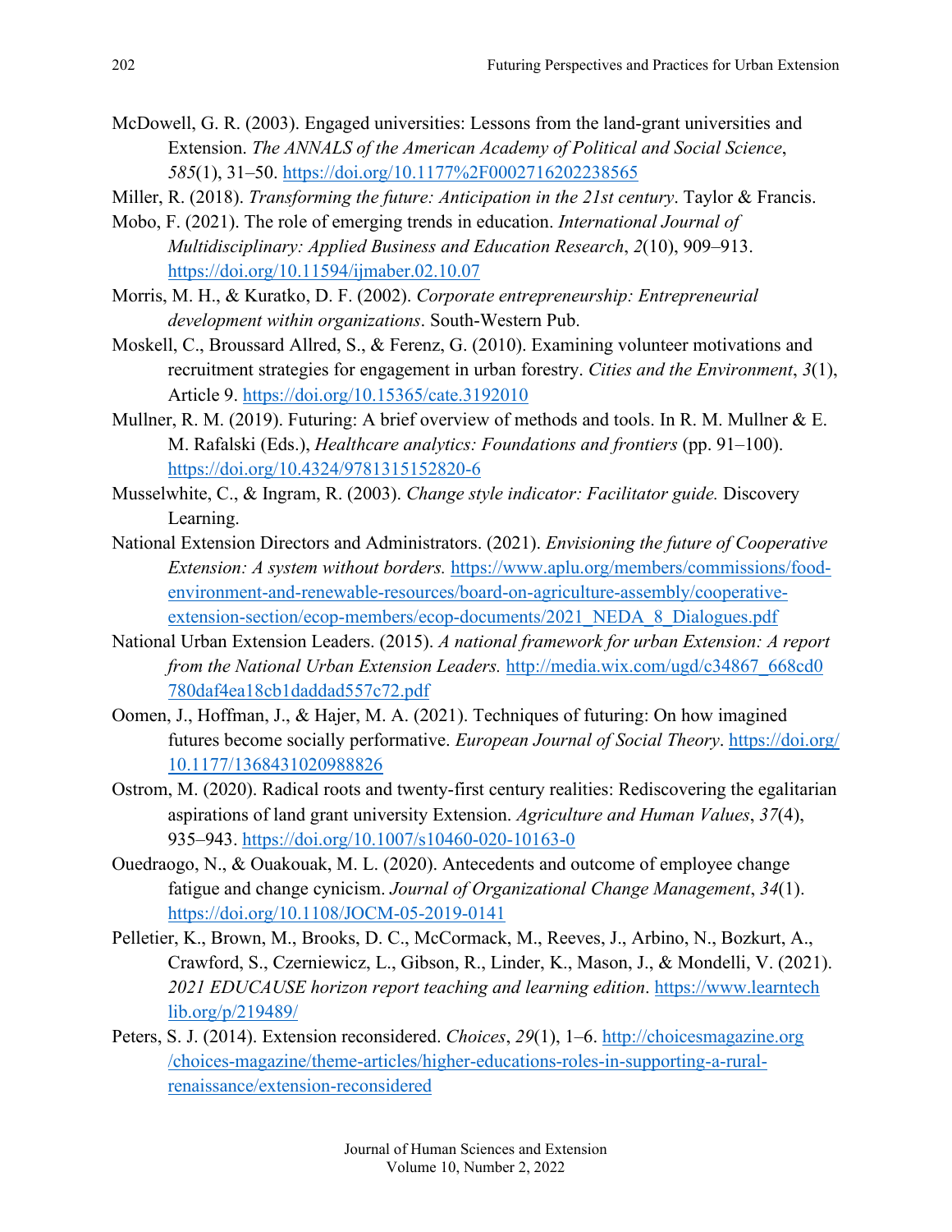McDowell, G. R. (2003). Engaged universities: Lessons from the land-grant universities and Extension. *The ANNALS of the American Academy of Political and Social Science*, *585*(1), 31–50. https://doi.org/10.1177%2F0002716202238565

Miller, R. (2018). *Transforming the future: Anticipation in the 21st century*. Taylor & Francis.

Mobo, F. (2021). The role of emerging trends in education. *International Journal of Multidisciplinary: Applied Business and Education Research*, *2*(10), 909–913. https://doi.org/10.11594/ijmaber.02.10.07

Morris, M. H., & Kuratko, D. F. (2002). *Corporate entrepreneurship: Entrepreneurial development within organizations*. South-Western Pub.

Moskell, C., Broussard Allred, S., & Ferenz, G. (2010). Examining volunteer motivations and recruitment strategies for engagement in urban forestry. *Cities and the Environment*, *3*(1), Article 9. https://doi.org/10.15365/cate.3192010

Mullner, R. M. (2019). Futuring: A brief overview of methods and tools. In R. M. Mullner & E. M. Rafalski (Eds.), *Healthcare analytics: Foundations and frontiers* (pp. 91–100). https://doi.org/10.4324/9781315152820-6

Musselwhite, C., & Ingram, R. (2003). *Change style indicator: Facilitator guide.* Discovery Learning.

National Extension Directors and Administrators. (2021). *Envisioning the future of Cooperative Extension: A system without borders.* https://www.aplu.org/members/commissions/food-environment-and-renewable-resources/board-on-agriculture-assembly/cooperative-extension-section/ecop-members/ecop-documents/2021_NEDA_8_Dialogues.pdf

National Urban Extension Leaders. (2015). *A national framework for urban Extension: A report from the National Urban Extension Leaders.* http://media.wix.com/ugd/c34867_668cd0780daf4ea18cb1daddad557c72.pdf

Oomen, J., Hoffman, J., & Hajer, M. A. (2021). Techniques of futuring: On how imagined futures become socially performative. *European Journal of Social Theory*. https://doi.org/10.1177/1368431020988826

Ostrom, M. (2020). Radical roots and twenty-first century realities: Rediscovering the egalitarian aspirations of land grant university Extension. *Agriculture and Human Values*, *37*(4), 935–943. https://doi.org/10.1007/s10460-020-10163-0

Ouedraogo, N., & Ouakouak, M. L. (2020). Antecedents and outcome of employee change fatigue and change cynicism. *Journal of Organizational Change Management*, *34*(1). https://doi.org/10.1108/JOCM-05-2019-0141

Pelletier, K., Brown, M., Brooks, D. C., McCormack, M., Reeves, J., Arbino, N., Bozkurt, A., Crawford, S., Czerniewicz, L., Gibson, R., Linder, K., Mason, J., & Mondelli, V. (2021). *2021 EDUCAUSE horizon report teaching and learning edition*. https://www.learntechlib.org/p/219489/

Peters, S. J. (2014). Extension reconsidered. *Choices*, *29*(1), 1–6. http://choicesmagazine.org/choices-magazine/theme-articles/higher-educations-roles-in-supporting-a-rural-renaissance/extension-reconsidered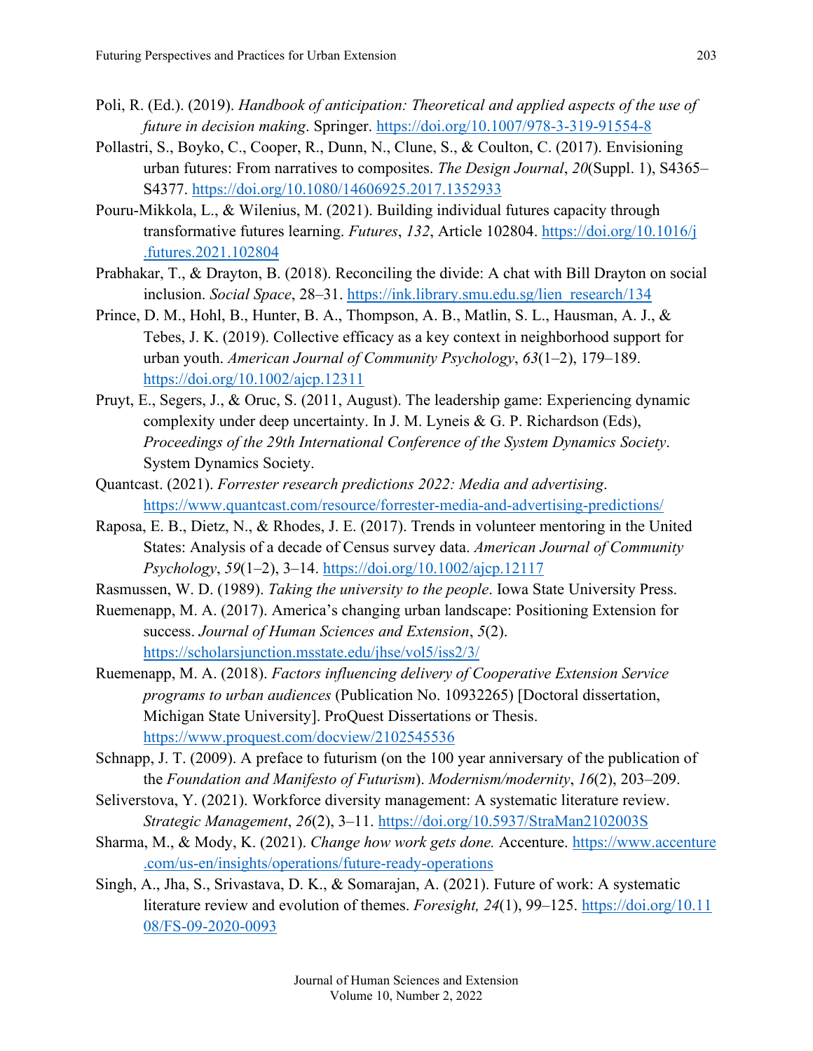Poli, R. (Ed.). (2019). *Handbook of anticipation: Theoretical and applied aspects of the use of future in decision making*. Springer. https://doi.org/10.1007/978-3-319-91554-8

Pollastri, S., Boyko, C., Cooper, R., Dunn, N., Clune, S., & Coulton, C. (2017). Envisioning urban futures: From narratives to composites. *The Design Journal*, *20*(Suppl. 1), S4365–S4377. https://doi.org/10.1080/14606925.2017.1352933

Pouru-Mikkola, L., & Wilenius, M. (2021). Building individual futures capacity through transformative futures learning. *Futures*, *132*, Article 102804. https://doi.org/10.1016/j.futures.2021.102804

Prabhakar, T., & Drayton, B. (2018). Reconciling the divide: A chat with Bill Drayton on social inclusion. *Social Space*, 28–31. https://ink.library.smu.edu.sg/lien_research/134

Prince, D. M., Hohl, B., Hunter, B. A., Thompson, A. B., Matlin, S. L., Hausman, A. J., & Tebes, J. K. (2019). Collective efficacy as a key context in neighborhood support for urban youth. *American Journal of Community Psychology*, *63*(1–2), 179–189. https://doi.org/10.1002/ajcp.12311

Pruyt, E., Segers, J., & Oruc, S. (2011, August). The leadership game: Experiencing dynamic complexity under deep uncertainty. In J. M. Lyneis & G. P. Richardson (Eds), *Proceedings of the 29th International Conference of the System Dynamics Society*. System Dynamics Society.

Quantcast. (2021). *Forrester research predictions 2022: Media and advertising*. https://www.quantcast.com/resource/forrester-media-and-advertising-predictions/

Raposa, E. B., Dietz, N., & Rhodes, J. E. (2017). Trends in volunteer mentoring in the United States: Analysis of a decade of Census survey data. *American Journal of Community Psychology*, *59*(1–2), 3–14. https://doi.org/10.1002/ajcp.12117

Rasmussen, W. D. (1989). *Taking the university to the people*. Iowa State University Press.

Ruemenapp, M. A. (2017). America's changing urban landscape: Positioning Extension for success. *Journal of Human Sciences and Extension*, *5*(2). https://scholarsjunction.msstate.edu/jhse/vol5/iss2/3/

Ruemenapp, M. A. (2018). *Factors influencing delivery of Cooperative Extension Service programs to urban audiences* (Publication No. 10932265) [Doctoral dissertation, Michigan State University]. ProQuest Dissertations or Thesis. https://www.proquest.com/docview/2102545536

Schnapp, J. T. (2009). A preface to futurism (on the 100 year anniversary of the publication of the *Foundation and Manifesto of Futurism*). *Modernism/modernity*, *16*(2), 203–209.

Seliverstova, Y. (2021). Workforce diversity management: A systematic literature review. *Strategic Management*, *26*(2), 3–11. https://doi.org/10.5937/StraMan2102003S

Sharma, M., & Mody, K. (2021). *Change how work gets done.* Accenture. https://www.accenture.com/us-en/insights/operations/future-ready-operations

Singh, A., Jha, S., Srivastava, D. K., & Somarajan, A. (2021). Future of work: A systematic literature review and evolution of themes. *Foresight, 24*(1), 99–125. https://doi.org/10.1108/FS-09-2020-0093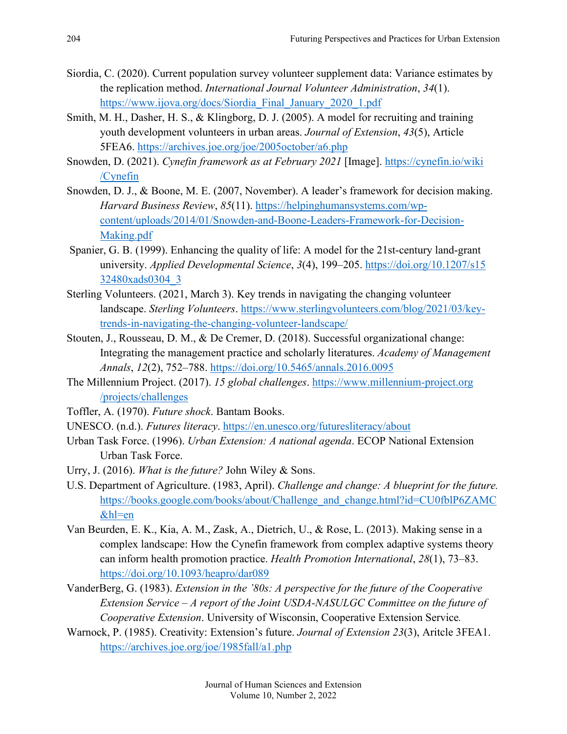Siordia, C. (2020). Current population survey volunteer supplement data: Variance estimates by the replication method. *International Journal Volunteer Administration*, *34*(1). https://www.ijova.org/docs/Siordia_Final_January_2020_1.pdf

Smith, M. H., Dasher, H. S., & Klingborg, D. J. (2005). A model for recruiting and training youth development volunteers in urban areas. *Journal of Extension*, *43*(5), Article 5FEA6. https://archives.joe.org/joe/2005october/a6.php

Snowden, D. (2021). *Cynefin framework as at February 2021* [Image]. https://cynefin.io/wiki/Cynefin

Snowden, D. J., & Boone, M. E. (2007, November). A leader's framework for decision making. *Harvard Business Review*, *85*(11). https://helpinghumansystems.com/wp-content/uploads/2014/01/Snowden-and-Boone-Leaders-Framework-for-Decision-Making.pdf

Spanier, G. B. (1999). Enhancing the quality of life: A model for the 21st-century land-grant university. *Applied Developmental Science*, *3*(4), 199–205. https://doi.org/10.1207/s1532480xads0304_3

Sterling Volunteers. (2021, March 3). Key trends in navigating the changing volunteer landscape. *Sterling Volunteers*. https://www.sterlingvolunteers.com/blog/2021/03/key-trends-in-navigating-the-changing-volunteer-landscape/

Stouten, J., Rousseau, D. M., & De Cremer, D. (2018). Successful organizational change: Integrating the management practice and scholarly literatures. *Academy of Management Annals*, *12*(2), 752–788. https://doi.org/10.5465/annals.2016.0095

The Millennium Project. (2017). *15 global challenges*. https://www.millennium-project.org/projects/challenges

Toffler, A. (1970). *Future shock*. Bantam Books.

UNESCO. (n.d.). *Futures literacy*. https://en.unesco.org/futuresliteracy/about

Urban Task Force. (1996). *Urban Extension: A national agenda*. ECOP National Extension Urban Task Force.

Urry, J. (2016). *What is the future?* John Wiley & Sons.

U.S. Department of Agriculture. (1983, April). *Challenge and change: A blueprint for the future.* https://books.google.com/books/about/Challenge_and_change.html?id=CU0fblP6ZAMC&hl=en

Van Beurden, E. K., Kia, A. M., Zask, A., Dietrich, U., & Rose, L. (2013). Making sense in a complex landscape: How the Cynefin framework from complex adaptive systems theory can inform health promotion practice. *Health Promotion International*, *28*(1), 73–83. https://doi.org/10.1093/heapro/dar089

VanderBerg, G. (1983). *Extension in the '80s: A perspective for the future of the Cooperative Extension Service – A report of the Joint USDA-NASULGC Committee on the future of Cooperative Extension*. University of Wisconsin, Cooperative Extension Service*.*

Warnock, P. (1985). Creativity: Extension's future. *Journal of Extension 23*(3), Aritcle 3FEA1. https://archives.joe.org/joe/1985fall/a1.php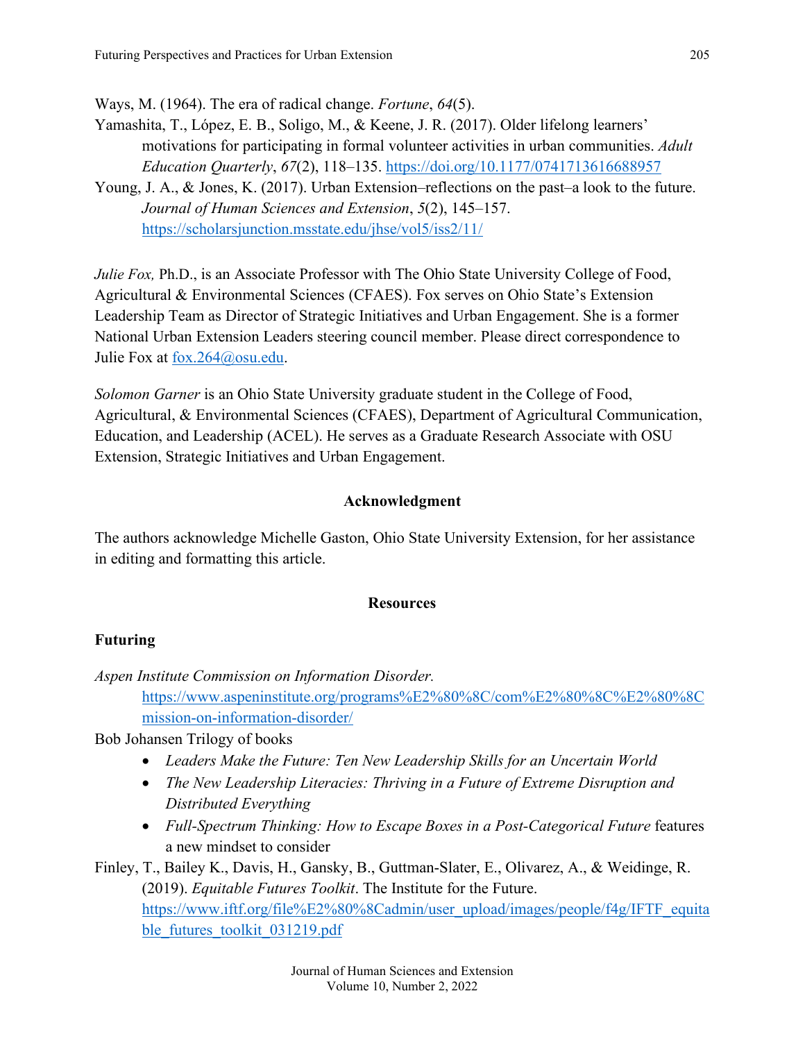Ways, M. (1964). The era of radical change. *Fortune*, *64*(5).

Yamashita, T., López, E. B., Soligo, M., & Keene, J. R. (2017). Older lifelong learners' motivations for participating in formal volunteer activities in urban communities. *Adult Education Quarterly*, *67*(2), 118–135. https://doi.org/10.1177/0741713616688957

Young, J. A., & Jones, K. (2017). Urban Extension–reflections on the past–a look to the future. *Journal of Human Sciences and Extension*, *5*(2), 145–157. https://scholarsjunction.msstate.edu/jhse/vol5/iss2/11/

*Julie Fox,* Ph.D., is an Associate Professor with The Ohio State University College of Food, Agricultural & Environmental Sciences (CFAES). Fox serves on Ohio State's Extension Leadership Team as Director of Strategic Initiatives and Urban Engagement. She is a former National Urban Extension Leaders steering council member. Please direct correspondence to Julie Fox at fox.264@osu.edu.

*Solomon Garner* is an Ohio State University graduate student in the College of Food, Agricultural, & Environmental Sciences (CFAES), Department of Agricultural Communication, Education, and Leadership (ACEL). He serves as a Graduate Research Associate with OSU Extension, Strategic Initiatives and Urban Engagement.

## Acknowledgment

The authors acknowledge Michelle Gaston, Ohio State University Extension, for her assistance in editing and formatting this article.

## Resources

### Futuring

*Aspen Institute Commission on Information Disorder.* https://www.aspeninstitute.org/programs%E2%80%8C/com%E2%80%8C%E2%80%8Cmission-on-information-disorder/

Bob Johansen Trilogy of books

- *Leaders Make the Future: Ten New Leadership Skills for an Uncertain World*
- *The New Leadership Literacies: Thriving in a Future of Extreme Disruption and Distributed Everything*
- *Full-Spectrum Thinking: How to Escape Boxes in a Post-Categorical Future* features a new mindset to consider

Finley, T., Bailey K., Davis, H., Gansky, B., Guttman-Slater, E., Olivarez, A., & Weidinge, R. (2019). *Equitable Futures Toolkit*. The Institute for the Future. https://www.iftf.org/file%E2%80%8Cadmin/user_upload/images/people/f4g/IFTF_equitable_futures_toolkit_031219.pdf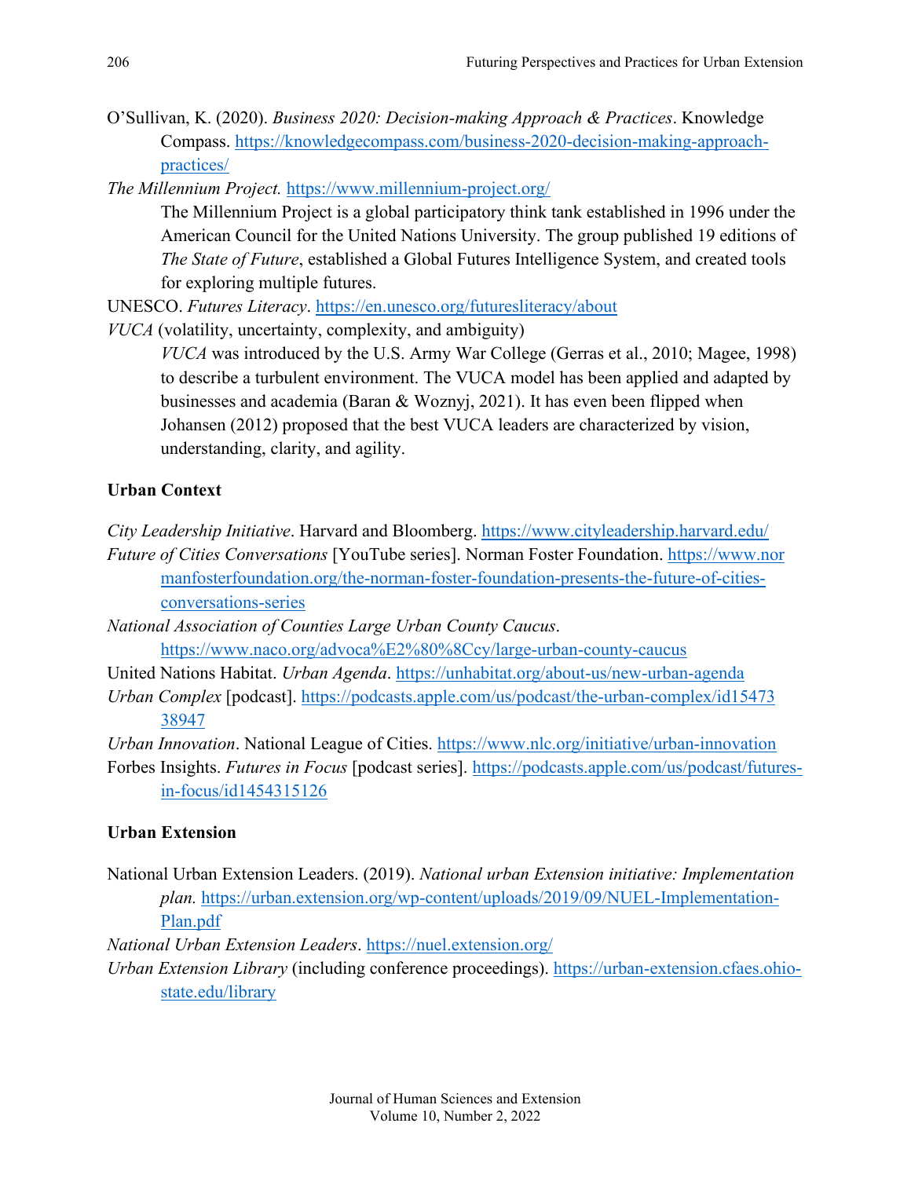O'Sullivan, K. (2020). *Business 2020: Decision-making Approach & Practices*. Knowledge Compass. https://knowledgecompass.com/business-2020-decision-making-approach-practices/

*The Millennium Project.* https://www.millennium-project.org/

The Millennium Project is a global participatory think tank established in 1996 under the American Council for the United Nations University. The group published 19 editions of *The State of Future*, established a Global Futures Intelligence System, and created tools for exploring multiple futures.

UNESCO. *Futures Literacy*. https://en.unesco.org/futuresliteracy/about

*VUCA* (volatility, uncertainty, complexity, and ambiguity)

*VUCA* was introduced by the U.S. Army War College (Gerras et al., 2010; Magee, 1998) to describe a turbulent environment. The VUCA model has been applied and adapted by businesses and academia (Baran & Woznyj, 2021). It has even been flipped when Johansen (2012) proposed that the best VUCA leaders are characterized by vision, understanding, clarity, and agility.

**Urban Context**

*City Leadership Initiative*. Harvard and Bloomberg. https://www.cityleadership.harvard.edu/

*Future of Cities Conversations* [YouTube series]. Norman Foster Foundation. https://www.normanfosterfoundation.org/the-norman-foster-foundation-presents-the-future-of-cities-conversations-series

*National Association of Counties Large Urban County Caucus*. https://www.naco.org/advoca%E2%80%8Ccy/large-urban-county-caucus

United Nations Habitat. *Urban Agenda*. https://unhabitat.org/about-us/new-urban-agenda

*Urban Complex* [podcast]. https://podcasts.apple.com/us/podcast/the-urban-complex/id1547338947

*Urban Innovation*. National League of Cities. https://www.nlc.org/initiative/urban-innovation

Forbes Insights. *Futures in Focus* [podcast series]. https://podcasts.apple.com/us/podcast/futures-in-focus/id1454315126

**Urban Extension**

National Urban Extension Leaders. (2019). *National urban Extension initiative: Implementation plan.* https://urban.extension.org/wp-content/uploads/2019/09/NUEL-Implementation-Plan.pdf

*National Urban Extension Leaders*. https://nuel.extension.org/

*Urban Extension Library* (including conference proceedings). https://urban-extension.cfaes.ohio-state.edu/library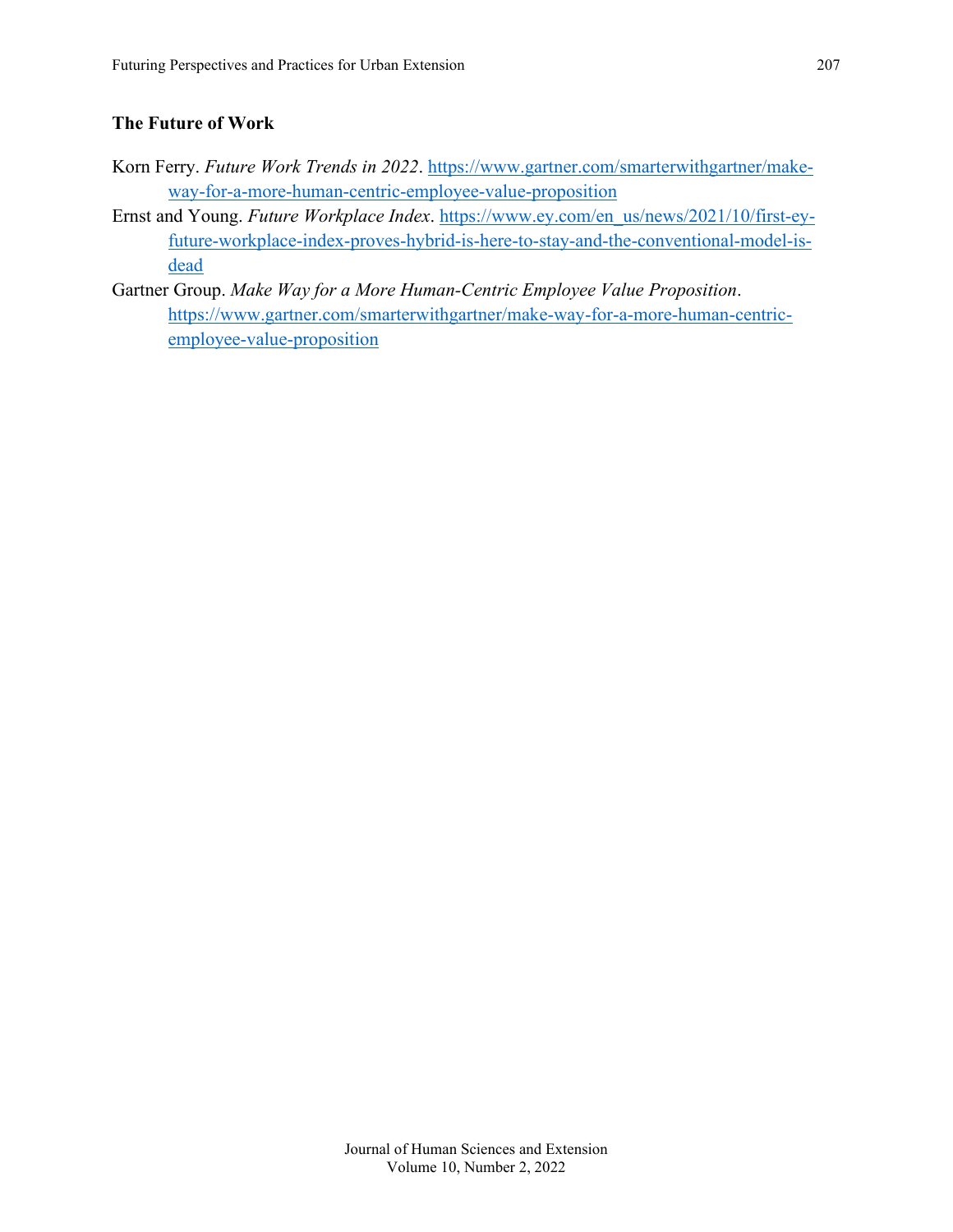## The Future of Work

Korn Ferry. *Future Work Trends in 2022*. https://www.gartner.com/smarterwithgartner/make-way-for-a-more-human-centric-employee-value-proposition

Ernst and Young. *Future Workplace Index*. https://www.ey.com/en_us/news/2021/10/first-ey-future-workplace-index-proves-hybrid-is-here-to-stay-and-the-conventional-model-is-dead

Gartner Group. *Make Way for a More Human-Centric Employee Value Proposition*. https://www.gartner.com/smarterwithgartner/make-way-for-a-more-human-centric-employee-value-proposition